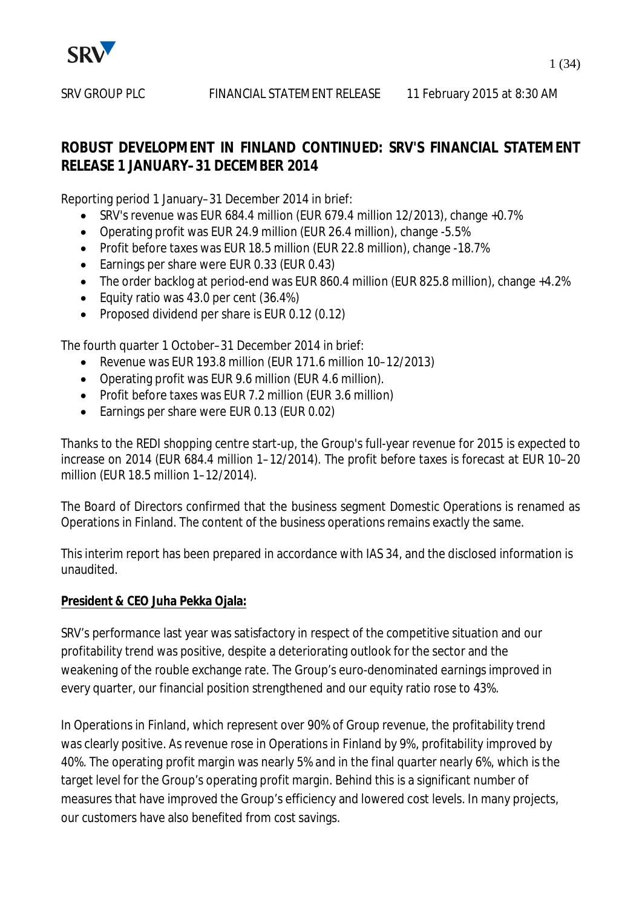SRV GROUP PLC FINANCIAL STATEMENT RELEASE 11 February 2015 at 8:30 AM

# ROBUST DEVELOPMENT IN FINLAND CONTINUED: SRV'S FINANCIAL STATEMENT RELEASE 1 JANUARY–31 DECEMBER 2014

Reporting period 1 January–31 December 2014 in brief:

- SRV's revenue was EUR 684.4 million (EUR 679.4 million 12/2013), change +0.7%
- Operating profit was EUR 24.9 million (EUR 26.4 million), change -5.5%
- Profit before taxes was EUR 18.5 million (EUR 22.8 million), change -18.7%
- Earnings per share were EUR 0.33 (EUR 0.43)
- The order backlog at period-end was EUR 860.4 million (EUR 825.8 million), change +4.2%
- Equity ratio was 43.0 per cent (36.4%)
- Proposed dividend per share is EUR 0.12 (0.12)

The fourth quarter 1 October–31 December 2014 in brief:

- Revenue was EUR 193.8 million (EUR 171.6 million 10–12/2013)
- Operating profit was EUR 9.6 million (EUR 4.6 million).
- Profit before taxes was EUR 7.2 million (EUR 3.6 million)
- Earnings per share were EUR 0.13 (EUR 0.02)

Thanks to the REDI shopping centre start-up, the Group's full-year revenue for 2015 is expected to increase on 2014 (EUR 684.4 million 1–12/2014). The profit before taxes is forecast at EUR 10–20 million (EUR 18.5 million 1–12/2014).

The Board of Directors confirmed that the business segment Domestic Operations is renamed as Operations in Finland. The content of the business operations remains exactly the same.

This interim report has been prepared in accordance with IAS 34, and the disclosed information is unaudited.

**President & CEO Juha Pekka Ojala:**

SRV's performance last year was satisfactory in respect of the competitive situation and our profitability trend was positive, despite a deteriorating outlook for the sector and the weakening of the rouble exchange rate. The Group's euro-denominated earnings improved in every quarter, our financial position strengthened and our equity ratio rose to 43%.

In Operations in Finland, which represent over 90% of Group revenue, the profitability trend was clearly positive. As revenue rose in Operations in Finland by 9%, profitability improved by 40%. The operating profit margin was nearly 5% and in the final quarter nearly 6%, which is the target level for the Group's operating profit margin. Behind this is a significant number of measures that have improved the Group's efficiency and lowered cost levels. In many projects, our customers have also benefited from cost savings.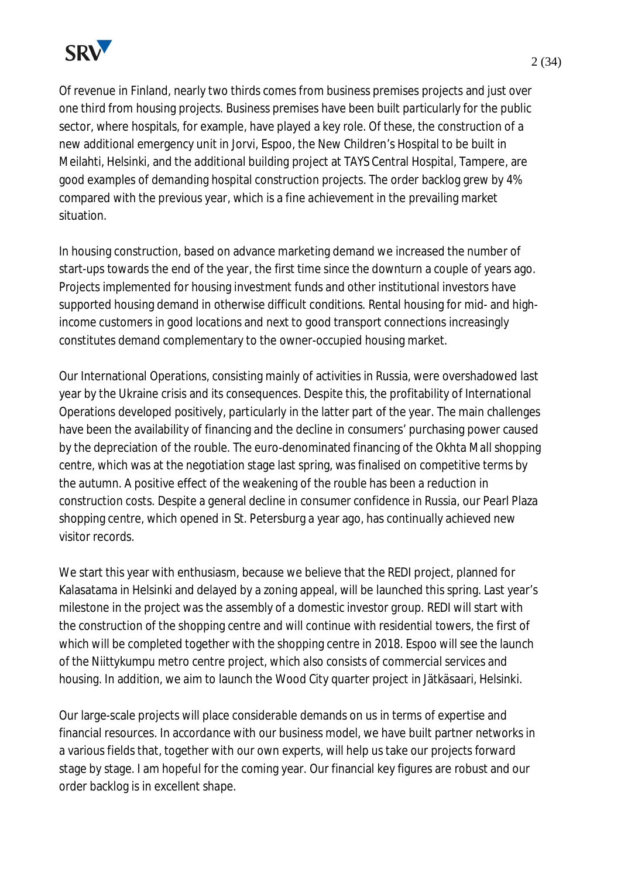Of revenue in Finland, nearly two thirds comes from business premises projects and just over one third from housing projects. Business premises have been built particularly for the public sector, where hospitals, for example, have played a key role. Of these, the construction of a new additional emergency unit in Jorvi, Espoo, the New Children's Hospital to be built in Meilahti, Helsinki, and the additional building project at TAYS Central Hospital, Tampere, are good examples of demanding hospital construction projects. The order backlog grew by 4% compared with the previous year, which is a fine achievement in the prevailing market situation.

In housing construction, based on advance marketing demand we increased the number of start-ups towards the end of the year, the first time since the downturn a couple of years ago. Projects implemented for housing investment funds and other institutional investors have supported housing demand in otherwise difficult conditions. Rental housing for mid- and high-income customers in good locations and next to good transport connections increasingly constitutes demand complementary to the owner-occupied housing market.

Our International Operations, consisting mainly of activities in Russia, were overshadowed last year by the Ukraine crisis and its consequences. Despite this, the profitability of International Operations developed positively, particularly in the latter part of the year. The main challenges have been the availability of financing and the decline in consumers' purchasing power caused by the depreciation of the rouble. The euro-denominated financing of the Okhta Mall shopping centre, which was at the negotiation stage last spring, was finalised on competitive terms by the autumn. A positive effect of the weakening of the rouble has been a reduction in construction costs. Despite a general decline in consumer confidence in Russia, our Pearl Plaza shopping centre, which opened in St. Petersburg a year ago, has continually achieved new visitor records.

We start this year with enthusiasm, because we believe that the REDI project, planned for Kalasatama in Helsinki and delayed by a zoning appeal, will be launched this spring. Last year's milestone in the project was the assembly of a domestic investor group. REDI will start with the construction of the shopping centre and will continue with residential towers, the first of which will be completed together with the shopping centre in 2018. Espoo will see the launch of the Niittykumpu metro centre project, which also consists of commercial services and housing. In addition, we aim to launch the Wood City quarter project in Jätkäsaari, Helsinki.

Our large-scale projects will place considerable demands on us in terms of expertise and financial resources. In accordance with our business model, we have built partner networks in a various fields that, together with our own experts, will help us take our projects forward stage by stage. I am hopeful for the coming year. Our financial key figures are robust and our order backlog is in excellent shape.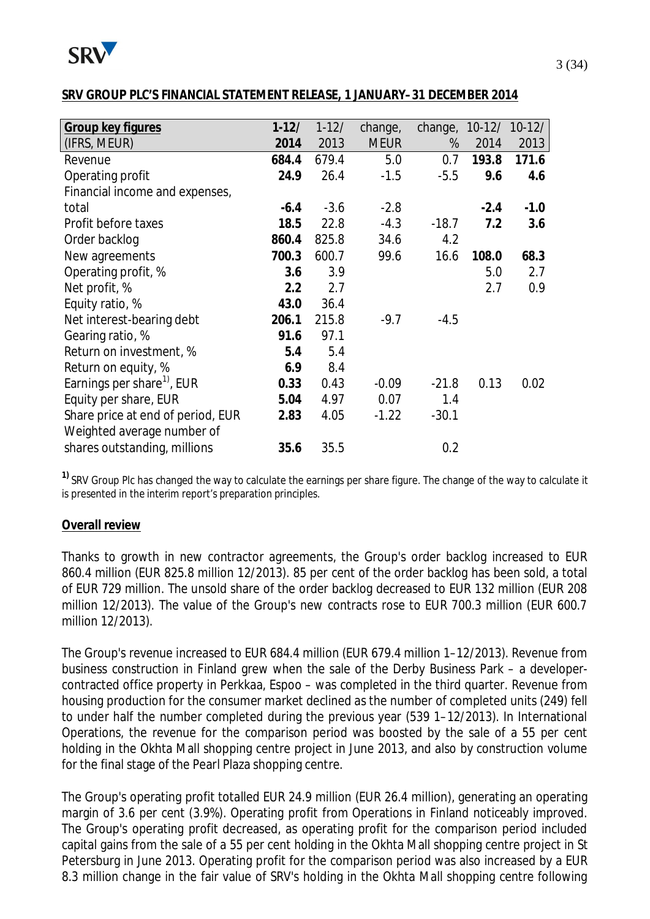**SRV GROUP PLC'S FINANCIAL STATEMENT RELEASE, 1 JANUARY–31 DECEMBER 2014**

| Group key figures (IFRS, MEUR) | 1-12/ 2014 | 1-12/ 2013 | change, MEUR | change, % | 10-12/ 2014 | 10-12/ 2013 |
|---|---|---|---|---|---|---|
| Revenue | **684.4** | 679.4 | 5.0 | 0.7 | **193.8** | **171.6** |
| Operating profit | **24.9** | 26.4 | -1.5 | -5.5 | **9.6** | **4.6** |
| Financial income and expenses, total | **-6.4** | -3.6 | -2.8 | | **-2.4** | **-1.0** |
| Profit before taxes | **18.5** | 22.8 | -4.3 | -18.7 | **7.2** | **3.6** |
| Order backlog | **860.4** | 825.8 | 34.6 | 4.2 | | |
| New agreements | **700.3** | 600.7 | 99.6 | 16.6 | **108.0** | **68.3** |
| Operating profit, % | **3.6** | 3.9 | | | 5.0 | 2.7 |
| Net profit, % | **2.2** | 2.7 | | | 2.7 | 0.9 |
| Equity ratio, % | **43.0** | 36.4 | | | | |
| Net interest-bearing debt | **206.1** | 215.8 | -9.7 | -4.5 | | |
| Gearing ratio, % | **91.6** | 97.1 | | | | |
| Return on investment, % | **5.4** | 5.4 | | | | |
| Return on equity, % | **6.9** | 8.4 | | | | |
| Earnings per share[1)], EUR | **0.33** | 0.43 | -0.09 | -21.8 | 0.13 | 0.02 |
| Equity per share, EUR | **5.04** | 4.97 | 0.07 | 1.4 | | |
| Share price at end of period, EUR | **2.83** | 4.05 | -1.22 | -30.1 | | |
| Weighted average number of shares outstanding, millions | **35.6** | 35.5 | | 0.2 | | |

[1)] SRV Group Plc has changed the way to calculate the earnings per share figure. The change of the way to calculate it is presented in the interim report's preparation principles.

**Overall review**

Thanks to growth in new contractor agreements, the Group's order backlog increased to EUR 860.4 million (EUR 825.8 million 12/2013). 85 per cent of the order backlog has been sold, a total of EUR 729 million. The unsold share of the order backlog decreased to EUR 132 million (EUR 208 million 12/2013). The value of the Group's new contracts rose to EUR 700.3 million (EUR 600.7 million 12/2013).

The Group's revenue increased to EUR 684.4 million (EUR 679.4 million 1–12/2013). Revenue from business construction in Finland grew when the sale of the Derby Business Park – a developer-contracted office property in Perkkaa, Espoo – was completed in the third quarter. Revenue from housing production for the consumer market declined as the number of completed units (249) fell to under half the number completed during the previous year (539 1–12/2013). In International Operations, the revenue for the comparison period was boosted by the sale of a 55 per cent holding in the Okhta Mall shopping centre project in June 2013, and also by construction volume for the final stage of the Pearl Plaza shopping centre.

The Group's operating profit totalled EUR 24.9 million (EUR 26.4 million), generating an operating margin of 3.6 per cent (3.9%). Operating profit from Operations in Finland noticeably improved. The Group's operating profit decreased, as operating profit for the comparison period included capital gains from the sale of a 55 per cent holding in the Okhta Mall shopping centre project in St Petersburg in June 2013. Operating profit for the comparison period was also increased by a EUR 8.3 million change in the fair value of SRV's holding in the Okhta Mall shopping centre following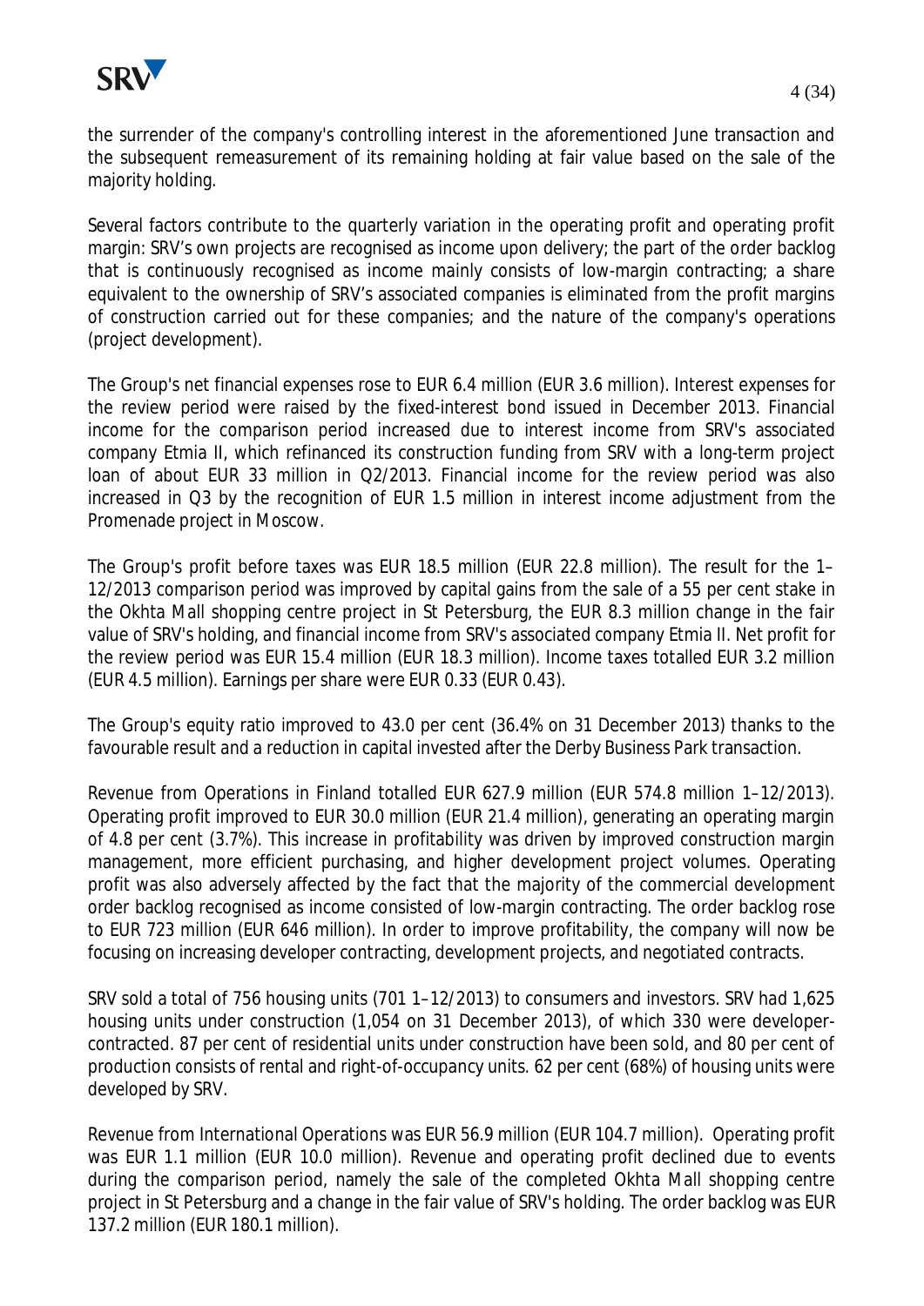the surrender of the company's controlling interest in the aforementioned June transaction and the subsequent remeasurement of its remaining holding at fair value based on the sale of the majority holding.

Several factors contribute to the quarterly variation in the operating profit and operating profit margin: SRV's own projects are recognised as income upon delivery; the part of the order backlog that is continuously recognised as income mainly consists of low-margin contracting; a share equivalent to the ownership of SRV's associated companies is eliminated from the profit margins of construction carried out for these companies; and the nature of the company's operations (project development).

The Group's net financial expenses rose to EUR 6.4 million (EUR 3.6 million). Interest expenses for the review period were raised by the fixed-interest bond issued in December 2013. Financial income for the comparison period increased due to interest income from SRV's associated company Etmia II, which refinanced its construction funding from SRV with a long-term project loan of about EUR 33 million in Q2/2013. Financial income for the review period was also increased in Q3 by the recognition of EUR 1.5 million in interest income adjustment from the Promenade project in Moscow.

The Group's profit before taxes was EUR 18.5 million (EUR 22.8 million). The result for the 1–12/2013 comparison period was improved by capital gains from the sale of a 55 per cent stake in the Okhta Mall shopping centre project in St Petersburg, the EUR 8.3 million change in the fair value of SRV's holding, and financial income from SRV's associated company Etmia II. Net profit for the review period was EUR 15.4 million (EUR 18.3 million). Income taxes totalled EUR 3.2 million (EUR 4.5 million). Earnings per share were EUR 0.33 (EUR 0.43).

The Group's equity ratio improved to 43.0 per cent (36.4% on 31 December 2013) thanks to the favourable result and a reduction in capital invested after the Derby Business Park transaction.

Revenue from Operations in Finland totalled EUR 627.9 million (EUR 574.8 million 1–12/2013). Operating profit improved to EUR 30.0 million (EUR 21.4 million), generating an operating margin of 4.8 per cent (3.7%). This increase in profitability was driven by improved construction margin management, more efficient purchasing, and higher development project volumes. Operating profit was also adversely affected by the fact that the majority of the commercial development order backlog recognised as income consisted of low-margin contracting. The order backlog rose to EUR 723 million (EUR 646 million). In order to improve profitability, the company will now be focusing on increasing developer contracting, development projects, and negotiated contracts.

SRV sold a total of 756 housing units (701 1–12/2013) to consumers and investors. SRV had 1,625 housing units under construction (1,054 on 31 December 2013), of which 330 were developer-contracted. 87 per cent of residential units under construction have been sold, and 80 per cent of production consists of rental and right-of-occupancy units. 62 per cent (68%) of housing units were developed by SRV.

Revenue from International Operations was EUR 56.9 million (EUR 104.7 million). Operating profit was EUR 1.1 million (EUR 10.0 million). Revenue and operating profit declined due to events during the comparison period, namely the sale of the completed Okhta Mall shopping centre project in St Petersburg and a change in the fair value of SRV's holding. The order backlog was EUR 137.2 million (EUR 180.1 million).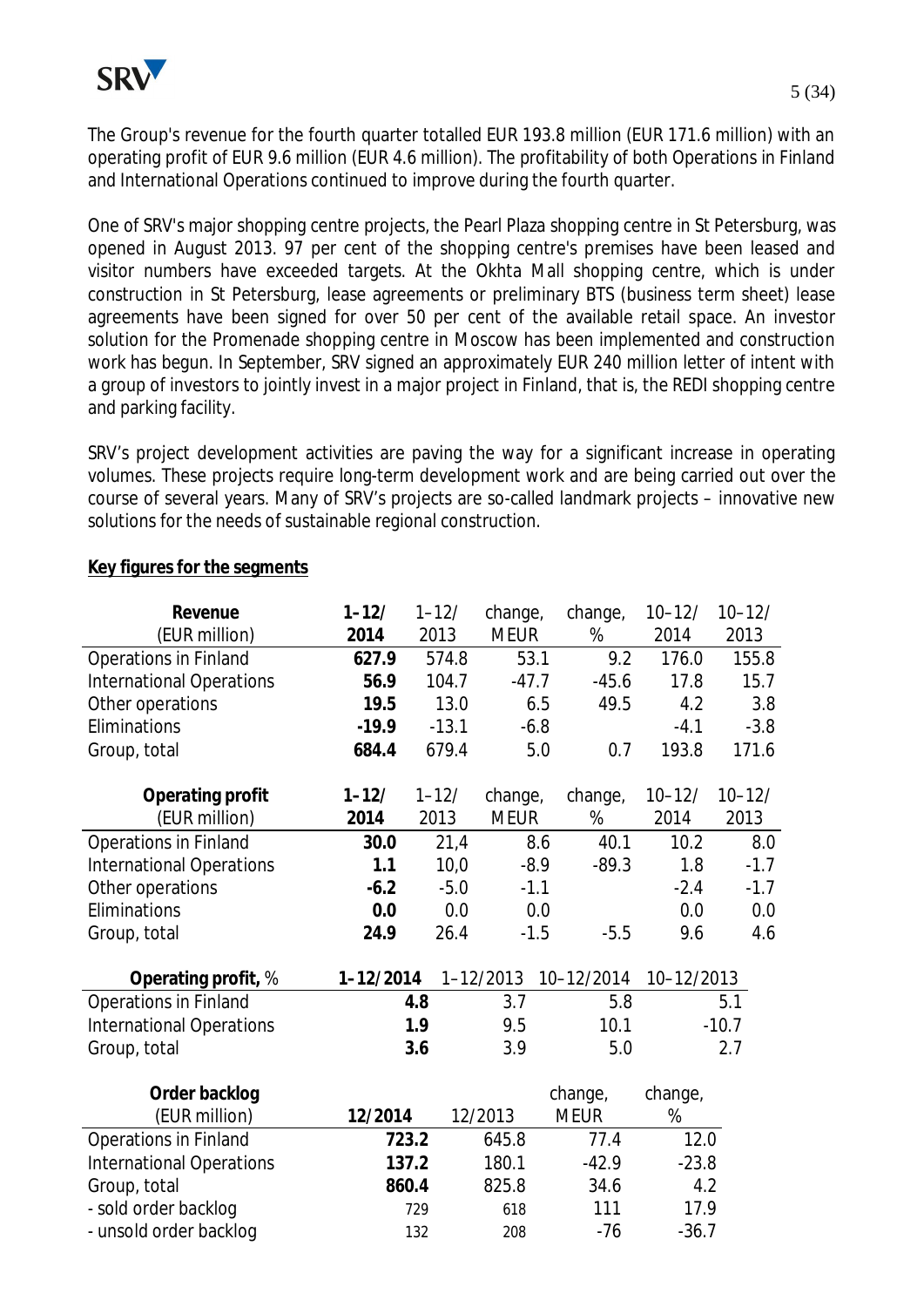The Group's revenue for the fourth quarter totalled EUR 193.8 million (EUR 171.6 million) with an operating profit of EUR 9.6 million (EUR 4.6 million). The profitability of both Operations in Finland and International Operations continued to improve during the fourth quarter.

One of SRV's major shopping centre projects, the Pearl Plaza shopping centre in St Petersburg, was opened in August 2013. 97 per cent of the shopping centre's premises have been leased and visitor numbers have exceeded targets. At the Okhta Mall shopping centre, which is under construction in St Petersburg, lease agreements or preliminary BTS (business term sheet) lease agreements have been signed for over 50 per cent of the available retail space. An investor solution for the Promenade shopping centre in Moscow has been implemented and construction work has begun. In September, SRV signed an approximately EUR 240 million letter of intent with a group of investors to jointly invest in a major project in Finland, that is, the REDI shopping centre and parking facility.

SRV's project development activities are paving the way for a significant increase in operating volumes. These projects require long-term development work and are being carried out over the course of several years. Many of SRV's projects are so-called landmark projects – innovative new solutions for the needs of sustainable regional construction.

**Key figures for the segments**

| **Revenue** (EUR million) | **1–12/ 2014** | 1–12/ 2013 | change, MEUR | change, % | 10–12/ 2014 | 10–12/ 2013 |
|---|---|---|---|---|---|---|
| Operations in Finland | **627.9** | 574.8 | 53.1 | 9.2 | 176.0 | 155.8 |
| International Operations | **56.9** | 104.7 | -47.7 | -45.6 | 17.8 | 15.7 |
| Other operations | **19.5** | 13.0 | 6.5 | 49.5 | 4.2 | 3.8 |
| Eliminations | **-19.9** | -13.1 | -6.8 | | -4.1 | -3.8 |
| Group, total | **684.4** | 679.4 | 5.0 | 0.7 | 193.8 | 171.6 |

| **Operating profit** (EUR million) | **1–12/ 2014** | 1–12/ 2013 | change, MEUR | change, % | 10–12/ 2014 | 10–12/ 2013 |
|---|---|---|---|---|---|---|
| Operations in Finland | **30.0** | 21,4 | 8.6 | 40.1 | 10.2 | 8.0 |
| International Operations | **1.1** | 10,0 | -8.9 | -89.3 | 1.8 | -1.7 |
| Other operations | **-6.2** | -5.0 | -1.1 | | -2.4 | -1.7 |
| Eliminations | **0.0** | 0.0 | 0.0 | | 0.0 | 0.0 |
| Group, total | **24.9** | 26.4 | -1.5 | -5.5 | 9.6 | 4.6 |

| **Operating profit,** % | **1–12/2014** | 1–12/2013 | 10–12/2014 | 10–12/2013 |
|---|---|---|---|---|
| Operations in Finland | **4.8** | 3.7 | 5.8 | 5.1 |
| International Operations | **1.9** | 9.5 | 10.1 | -10.7 |
| Group, total | **3.6** | 3.9 | 5.0 | 2.7 |

| **Order backlog** (EUR million) | **12/2014** | 12/2013 | change, MEUR | change, % |
|---|---|---|---|---|
| Operations in Finland | **723.2** | 645.8 | 77.4 | 12.0 |
| International Operations | **137.2** | 180.1 | -42.9 | -23.8 |
| Group, total | **860.4** | 825.8 | 34.6 | 4.2 |
| - sold order backlog | 729 | 618 | 111 | 17.9 |
| - unsold order backlog | 132 | 208 | -76 | -36.7 |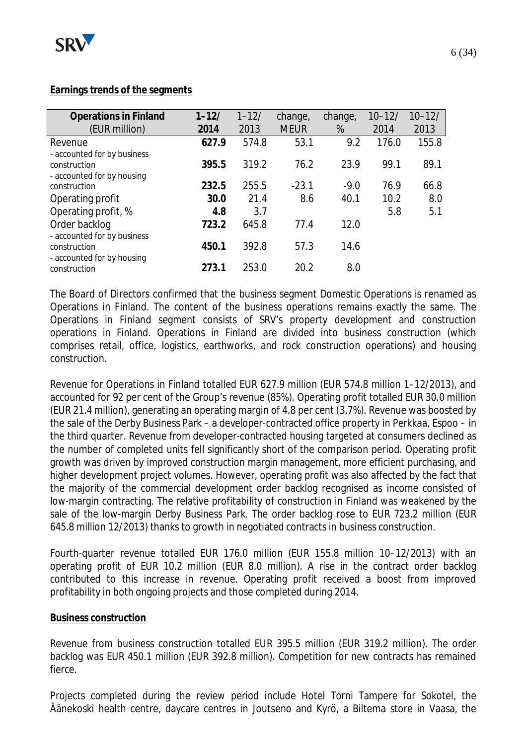**Earnings trends of the segments**

| Operations in Finland (EUR million) | 1–12/ 2014 | 1–12/ 2013 | change, MEUR | change, % | 10–12/ 2014 | 10–12/ 2013 |
|---|---|---|---|---|---|---|
| Revenue | **627.9** | 574.8 | 53.1 | 9.2 | 176.0 | 155.8 |
| - accounted for by business construction | **395.5** | 319.2 | 76.2 | 23.9 | 99.1 | 89.1 |
| - accounted for by housing construction | **232.5** | 255.5 | -23.1 | -9.0 | 76.9 | 66.8 |
| Operating profit | **30.0** | 21.4 | 8.6 | 40.1 | 10.2 | 8.0 |
| Operating profit, % | **4.8** | 3.7 | | | 5.8 | 5.1 |
| Order backlog | **723.2** | 645.8 | 77.4 | 12.0 | | |
| - accounted for by business construction | **450.1** | 392.8 | 57.3 | 14.6 | | |
| - accounted for by housing construction | **273.1** | 253.0 | 20.2 | 8.0 | | |

The Board of Directors confirmed that the business segment Domestic Operations is renamed as Operations in Finland. The content of the business operations remains exactly the same. The Operations in Finland segment consists of SRV's property development and construction operations in Finland. Operations in Finland are divided into business construction (which comprises retail, office, logistics, earthworks, and rock construction operations) and housing construction.

Revenue for Operations in Finland totalled EUR 627.9 million (EUR 574.8 million 1–12/2013), and accounted for 92 per cent of the Group's revenue (85%). Operating profit totalled EUR 30.0 million (EUR 21.4 million), generating an operating margin of 4.8 per cent (3.7%). Revenue was boosted by the sale of the Derby Business Park – a developer-contracted office property in Perkkaa, Espoo – in the third quarter. Revenue from developer-contracted housing targeted at consumers declined as the number of completed units fell significantly short of the comparison period. Operating profit growth was driven by improved construction margin management, more efficient purchasing, and higher development project volumes. However, operating profit was also affected by the fact that the majority of the commercial development order backlog recognised as income consisted of low-margin contracting. The relative profitability of construction in Finland was weakened by the sale of the low-margin Derby Business Park. The order backlog rose to EUR 723.2 million (EUR 645.8 million 12/2013) thanks to growth in negotiated contracts in business construction.

Fourth-quarter revenue totalled EUR 176.0 million (EUR 155.8 million 10–12/2013) with an operating profit of EUR 10.2 million (EUR 8.0 million). A rise in the contract order backlog contributed to this increase in revenue. Operating profit received a boost from improved profitability in both ongoing projects and those completed during 2014.

**Business construction**

Revenue from business construction totalled EUR 395.5 million (EUR 319.2 million). The order backlog was EUR 450.1 million (EUR 392.8 million). Competition for new contracts has remained fierce.

Projects completed during the review period include Hotel Torni Tampere for Sokotel, the Äänekoski health centre, daycare centres in Joutseno and Kyrö, a Biltema store in Vaasa, the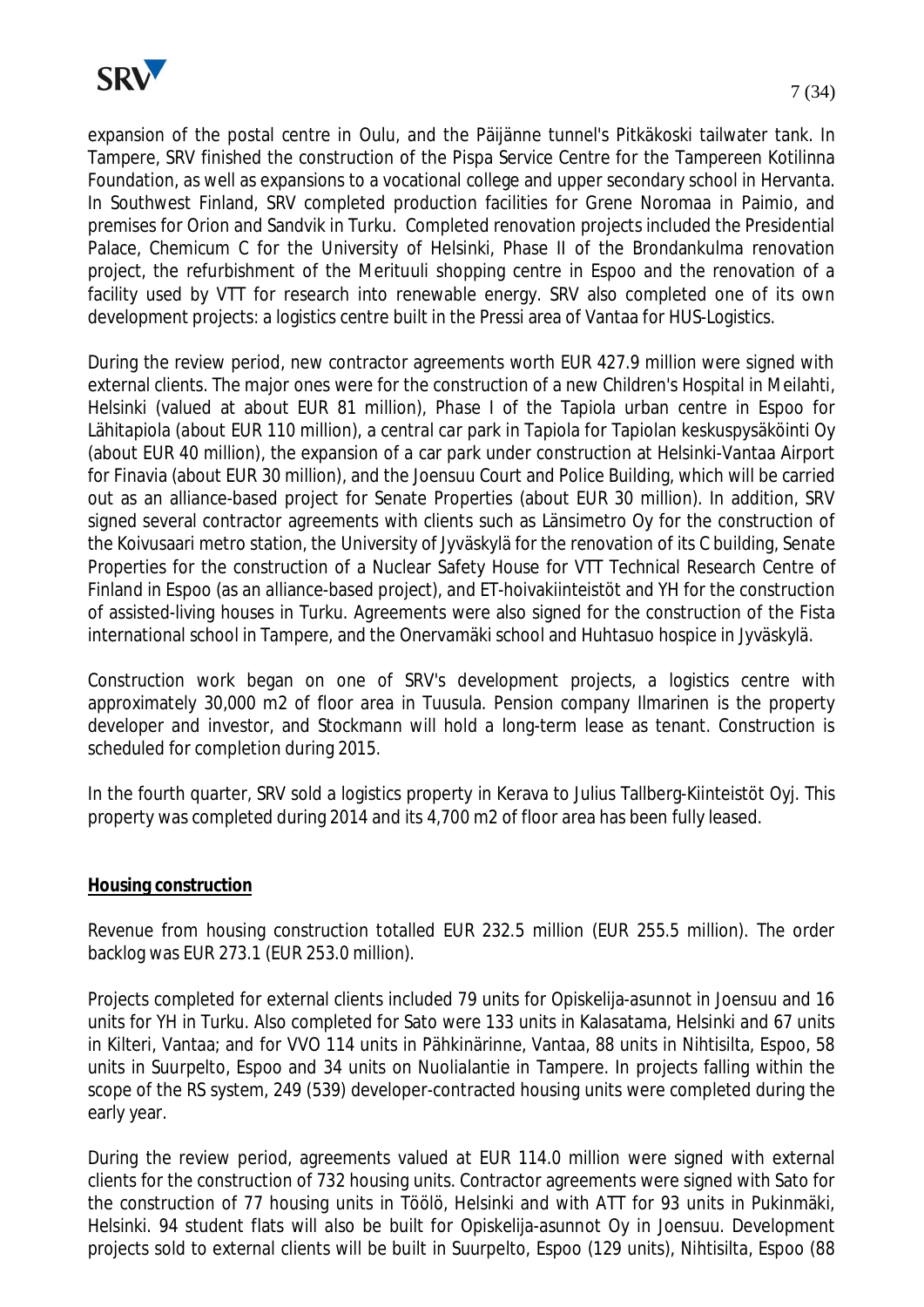expansion of the postal centre in Oulu, and the Päijänne tunnel's Pitkäkoski tailwater tank. In Tampere, SRV finished the construction of the Pispa Service Centre for the Tampereen Kotilinna Foundation, as well as expansions to a vocational college and upper secondary school in Hervanta. In Southwest Finland, SRV completed production facilities for Grene Noromaa in Paimio, and premises for Orion and Sandvik in Turku. Completed renovation projects included the Presidential Palace, Chemicum C for the University of Helsinki, Phase II of the Brondankulma renovation project, the refurbishment of the Merituuli shopping centre in Espoo and the renovation of a facility used by VTT for research into renewable energy. SRV also completed one of its own development projects: a logistics centre built in the Pressi area of Vantaa for HUS-Logistics.

During the review period, new contractor agreements worth EUR 427.9 million were signed with external clients. The major ones were for the construction of a new Children's Hospital in Meilahti, Helsinki (valued at about EUR 81 million), Phase I of the Tapiola urban centre in Espoo for Lähitapiola (about EUR 110 million), a central car park in Tapiola for Tapiolan keskuspysäköinti Oy (about EUR 40 million), the expansion of a car park under construction at Helsinki-Vantaa Airport for Finavia (about EUR 30 million), and the Joensuu Court and Police Building, which will be carried out as an alliance-based project for Senate Properties (about EUR 30 million). In addition, SRV signed several contractor agreements with clients such as Länsimetro Oy for the construction of the Koivusaari metro station, the University of Jyväskylä for the renovation of its C building, Senate Properties for the construction of a Nuclear Safety House for VTT Technical Research Centre of Finland in Espoo (as an alliance-based project), and ET-hoivakiinteistöt and YH for the construction of assisted-living houses in Turku. Agreements were also signed for the construction of the Fista international school in Tampere, and the Onervamäki school and Huhtasuo hospice in Jyväskylä.

Construction work began on one of SRV's development projects, a logistics centre with approximately 30,000 m2 of floor area in Tuusula. Pension company Ilmarinen is the property developer and investor, and Stockmann will hold a long-term lease as tenant. Construction is scheduled for completion during 2015.

In the fourth quarter, SRV sold a logistics property in Kerava to Julius Tallberg-Kiinteistöt Oyj. This property was completed during 2014 and its 4,700 m2 of floor area has been fully leased.

**Housing construction**

Revenue from housing construction totalled EUR 232.5 million (EUR 255.5 million). The order backlog was EUR 273.1 (EUR 253.0 million).

Projects completed for external clients included 79 units for Opiskelija-asunnot in Joensuu and 16 units for YH in Turku. Also completed for Sato were 133 units in Kalasatama, Helsinki and 67 units in Kilteri, Vantaa; and for VVO 114 units in Pähkinärinne, Vantaa, 88 units in Nihtisilta, Espoo, 58 units in Suurpelto, Espoo and 34 units on Nuolialantie in Tampere. In projects falling within the scope of the RS system, 249 (539) developer-contracted housing units were completed during the early year.

During the review period, agreements valued at EUR 114.0 million were signed with external clients for the construction of 732 housing units. Contractor agreements were signed with Sato for the construction of 77 housing units in Töölö, Helsinki and with ATT for 93 units in Pukinmäki, Helsinki. 94 student flats will also be built for Opiskelija-asunnot Oy in Joensuu. Development projects sold to external clients will be built in Suurpelto, Espoo (129 units), Nihtisilta, Espoo (88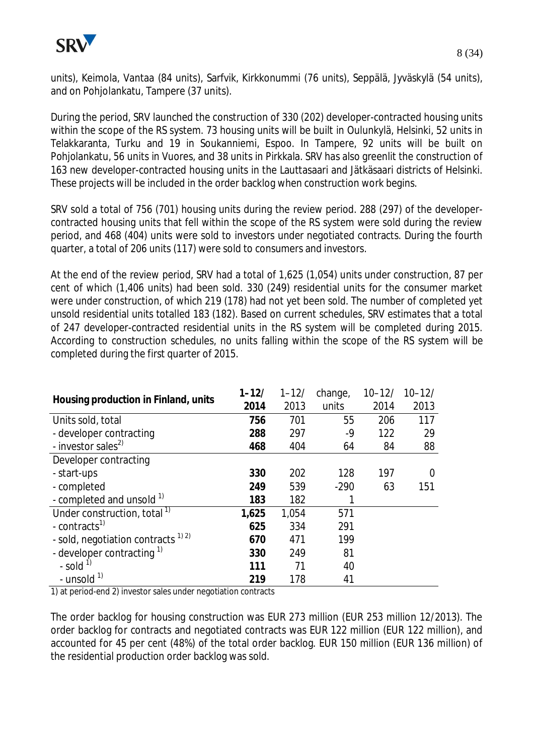units), Keimola, Vantaa (84 units), Sarfvik, Kirkkonummi (76 units), Seppälä, Jyväskylä (54 units), and on Pohjolankatu, Tampere (37 units).

During the period, SRV launched the construction of 330 (202) developer-contracted housing units within the scope of the RS system. 73 housing units will be built in Oulunkylä, Helsinki, 52 units in Telakkaranta, Turku and 19 in Soukanniemi, Espoo. In Tampere, 92 units will be built on Pohjolankatu, 56 units in Vuores, and 38 units in Pirkkala. SRV has also greenlit the construction of 163 new developer-contracted housing units in the Lauttasaari and Jätkäsaari districts of Helsinki. These projects will be included in the order backlog when construction work begins.

SRV sold a total of 756 (701) housing units during the review period. 288 (297) of the developer-contracted housing units that fell within the scope of the RS system were sold during the review period, and 468 (404) units were sold to investors under negotiated contracts. During the fourth quarter, a total of 206 units (117) were sold to consumers and investors.

At the end of the review period, SRV had a total of 1,625 (1,054) units under construction, 87 per cent of which (1,406 units) had been sold. 330 (249) residential units for the consumer market were under construction, of which 219 (178) had not yet been sold. The number of completed yet unsold residential units totalled 183 (182). Based on current schedules, SRV estimates that a total of 247 developer-contracted residential units in the RS system will be completed during 2015. According to construction schedules, no units falling within the scope of the RS system will be completed during the first quarter of 2015.

| **Housing production in Finland, units** | **1–12/ 2014** | 1–12/ 2013 | change, units | 10–12/ 2014 | 10–12/ 2013 |
|---|---|---|---|---|---|
| Units sold, total | **756** | 701 | 55 | 206 | 117 |
| - developer contracting | **288** | 297 | -9 | 122 | 29 |
| - investor sales[2] | **468** | 404 | 64 | 84 | 88 |
| Developer contracting | | | | | |
| - start-ups | **330** | 202 | 128 | 197 | 0 |
| - completed | **249** | 539 | -290 | 63 | 151 |
| - completed and unsold [1] | **183** | 182 | 1 | | |
| Under construction, total [1] | **1,625** | 1,054 | 571 | | |
| - contracts[1] | **625** | 334 | 291 | | |
| - sold, negotiation contracts [1] [2] | **670** | 471 | 199 | | |
| - developer contracting [1] | **330** | 249 | 81 | | |
| - sold [1] | **111** | 71 | 40 | | |
| - unsold [1] | **219** | 178 | 41 | | |

1) at period-end 2) investor sales under negotiation contracts

The order backlog for housing construction was EUR 273 million (EUR 253 million 12/2013). The order backlog for contracts and negotiated contracts was EUR 122 million (EUR 122 million), and accounted for 45 per cent (48%) of the total order backlog. EUR 150 million (EUR 136 million) of the residential production order backlog was sold.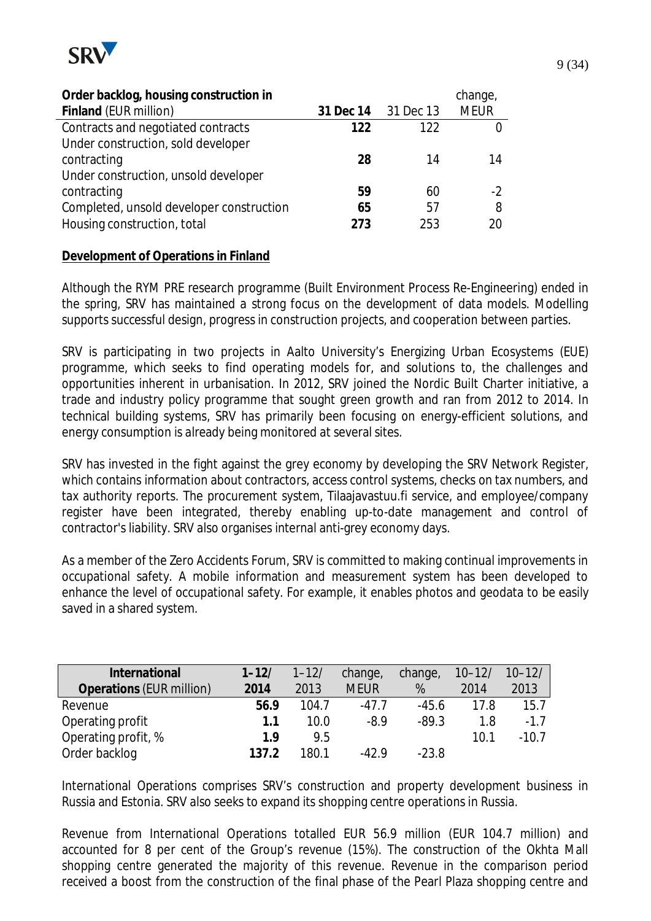| **Order backlog, housing construction in Finland** (EUR million) | **31 Dec 14** | 31 Dec 13 | change, MEUR |
|---|---|---|---|
| Contracts and negotiated contracts | **122** | 122 | 0 |
| Under construction, sold developer contracting | **28** | 14 | 14 |
| Under construction, unsold developer contracting | **59** | 60 | -2 |
| Completed, unsold developer construction | **65** | 57 | 8 |
| Housing construction, total | **273** | 253 | 20 |

**Development of Operations in Finland**

Although the RYM PRE research programme (Built Environment Process Re-Engineering) ended in the spring, SRV has maintained a strong focus on the development of data models. Modelling supports successful design, progress in construction projects, and cooperation between parties.

SRV is participating in two projects in Aalto University's Energizing Urban Ecosystems (EUE) programme, which seeks to find operating models for, and solutions to, the challenges and opportunities inherent in urbanisation. In 2012, SRV joined the Nordic Built Charter initiative, a trade and industry policy programme that sought green growth and ran from 2012 to 2014. In technical building systems, SRV has primarily been focusing on energy-efficient solutions, and energy consumption is already being monitored at several sites.

SRV has invested in the fight against the grey economy by developing the SRV Network Register, which contains information about contractors, access control systems, checks on tax numbers, and tax authority reports. The procurement system, Tilaajavastuu.fi service, and employee/company register have been integrated, thereby enabling up-to-date management and control of contractor's liability. SRV also organises internal anti-grey economy days.

As a member of the Zero Accidents Forum, SRV is committed to making continual improvements in occupational safety. A mobile information and measurement system has been developed to enhance the level of occupational safety. For example, it enables photos and geodata to be easily saved in a shared system.

| **International Operations** (EUR million) | **1–12/ 2014** | 1–12/ 2013 | change, MEUR | change, % | 10–12/ 2014 | 10–12/ 2013 |
|---|---|---|---|---|---|---|
| Revenue | **56.9** | 104.7 | -47.7 | -45.6 | 17.8 | 15.7 |
| Operating profit | **1.1** | 10.0 | -8.9 | -89.3 | 1.8 | -1.7 |
| Operating profit, % | **1.9** | 9.5 | | | 10.1 | -10.7 |
| Order backlog | **137.2** | 180.1 | -42.9 | -23.8 | | |

International Operations comprises SRV's construction and property development business in Russia and Estonia. SRV also seeks to expand its shopping centre operations in Russia.

Revenue from International Operations totalled EUR 56.9 million (EUR 104.7 million) and accounted for 8 per cent of the Group's revenue (15%). The construction of the Okhta Mall shopping centre generated the majority of this revenue. Revenue in the comparison period received a boost from the construction of the final phase of the Pearl Plaza shopping centre and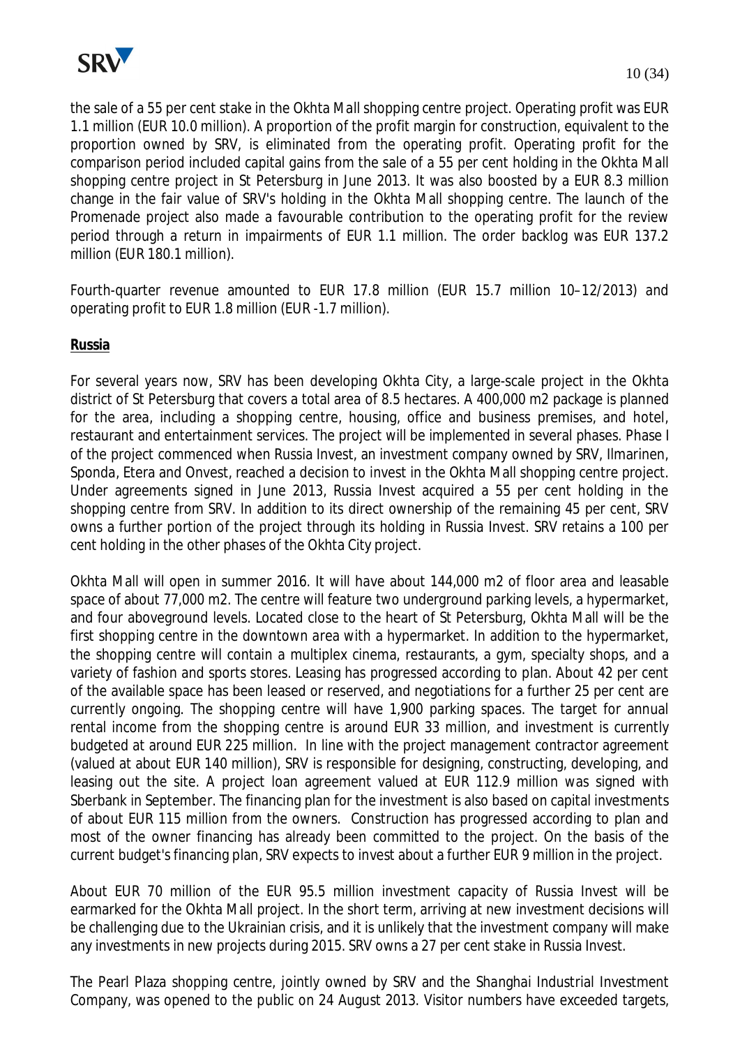the sale of a 55 per cent stake in the Okhta Mall shopping centre project. Operating profit was EUR 1.1 million (EUR 10.0 million). A proportion of the profit margin for construction, equivalent to the proportion owned by SRV, is eliminated from the operating profit. Operating profit for the comparison period included capital gains from the sale of a 55 per cent holding in the Okhta Mall shopping centre project in St Petersburg in June 2013. It was also boosted by a EUR 8.3 million change in the fair value of SRV's holding in the Okhta Mall shopping centre. The launch of the Promenade project also made a favourable contribution to the operating profit for the review period through a return in impairments of EUR 1.1 million. The order backlog was EUR 137.2 million (EUR 180.1 million).

Fourth-quarter revenue amounted to EUR 17.8 million (EUR 15.7 million 10–12/2013) and operating profit to EUR 1.8 million (EUR -1.7 million).

**Russia**

For several years now, SRV has been developing Okhta City, a large-scale project in the Okhta district of St Petersburg that covers a total area of 8.5 hectares. A 400,000 m2 package is planned for the area, including a shopping centre, housing, office and business premises, and hotel, restaurant and entertainment services. The project will be implemented in several phases. Phase I of the project commenced when Russia Invest, an investment company owned by SRV, Ilmarinen, Sponda, Etera and Onvest, reached a decision to invest in the Okhta Mall shopping centre project. Under agreements signed in June 2013, Russia Invest acquired a 55 per cent holding in the shopping centre from SRV. In addition to its direct ownership of the remaining 45 per cent, SRV owns a further portion of the project through its holding in Russia Invest. SRV retains a 100 per cent holding in the other phases of the Okhta City project.

Okhta Mall will open in summer 2016. It will have about 144,000 m2 of floor area and leasable space of about 77,000 m2. The centre will feature two underground parking levels, a hypermarket, and four aboveground levels. Located close to the heart of St Petersburg, Okhta Mall will be the first shopping centre in the downtown area with a hypermarket. In addition to the hypermarket, the shopping centre will contain a multiplex cinema, restaurants, a gym, specialty shops, and a variety of fashion and sports stores. Leasing has progressed according to plan. About 42 per cent of the available space has been leased or reserved, and negotiations for a further 25 per cent are currently ongoing. The shopping centre will have 1,900 parking spaces. The target for annual rental income from the shopping centre is around EUR 33 million, and investment is currently budgeted at around EUR 225 million. In line with the project management contractor agreement (valued at about EUR 140 million), SRV is responsible for designing, constructing, developing, and leasing out the site. A project loan agreement valued at EUR 112.9 million was signed with Sberbank in September. The financing plan for the investment is also based on capital investments of about EUR 115 million from the owners. Construction has progressed according to plan and most of the owner financing has already been committed to the project. On the basis of the current budget's financing plan, SRV expects to invest about a further EUR 9 million in the project.

About EUR 70 million of the EUR 95.5 million investment capacity of Russia Invest will be earmarked for the Okhta Mall project. In the short term, arriving at new investment decisions will be challenging due to the Ukrainian crisis, and it is unlikely that the investment company will make any investments in new projects during 2015. SRV owns a 27 per cent stake in Russia Invest.

The Pearl Plaza shopping centre, jointly owned by SRV and the Shanghai Industrial Investment Company, was opened to the public on 24 August 2013. Visitor numbers have exceeded targets,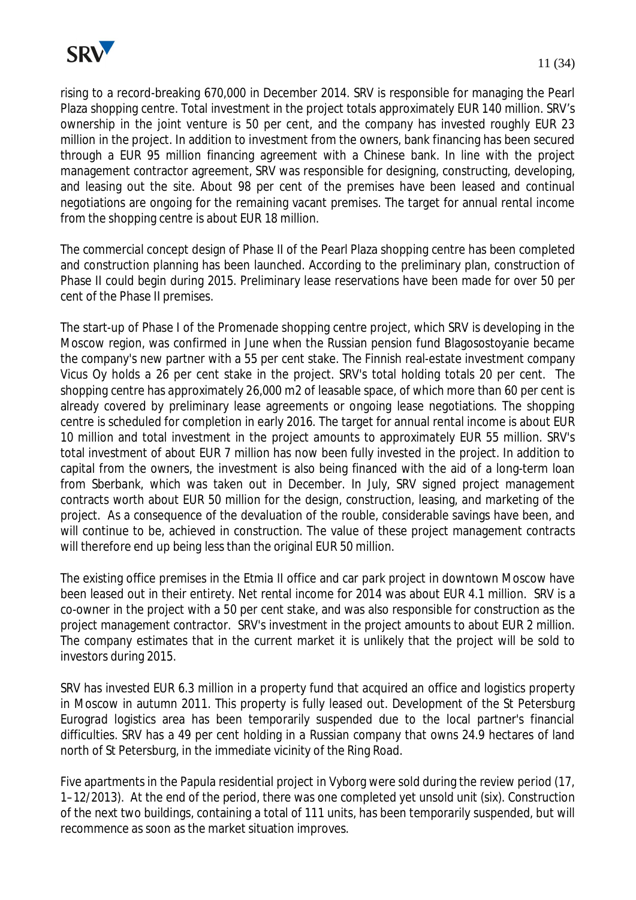rising to a record-breaking 670,000 in December 2014. SRV is responsible for managing the Pearl Plaza shopping centre. Total investment in the project totals approximately EUR 140 million. SRV's ownership in the joint venture is 50 per cent, and the company has invested roughly EUR 23 million in the project. In addition to investment from the owners, bank financing has been secured through a EUR 95 million financing agreement with a Chinese bank. In line with the project management contractor agreement, SRV was responsible for designing, constructing, developing, and leasing out the site. About 98 per cent of the premises have been leased and continual negotiations are ongoing for the remaining vacant premises. The target for annual rental income from the shopping centre is about EUR 18 million.

The commercial concept design of Phase II of the Pearl Plaza shopping centre has been completed and construction planning has been launched. According to the preliminary plan, construction of Phase II could begin during 2015. Preliminary lease reservations have been made for over 50 per cent of the Phase II premises.

The start-up of Phase I of the Promenade shopping centre project, which SRV is developing in the Moscow region, was confirmed in June when the Russian pension fund Blagosostoyanie became the company's new partner with a 55 per cent stake. The Finnish real-estate investment company Vicus Oy holds a 26 per cent stake in the project. SRV's total holding totals 20 per cent. The shopping centre has approximately 26,000 m2 of leasable space, of which more than 60 per cent is already covered by preliminary lease agreements or ongoing lease negotiations. The shopping centre is scheduled for completion in early 2016. The target for annual rental income is about EUR 10 million and total investment in the project amounts to approximately EUR 55 million. SRV's total investment of about EUR 7 million has now been fully invested in the project. In addition to capital from the owners, the investment is also being financed with the aid of a long-term loan from Sberbank, which was taken out in December. In July, SRV signed project management contracts worth about EUR 50 million for the design, construction, leasing, and marketing of the project. As a consequence of the devaluation of the rouble, considerable savings have been, and will continue to be, achieved in construction. The value of these project management contracts will therefore end up being less than the original EUR 50 million.

The existing office premises in the Etmia II office and car park project in downtown Moscow have been leased out in their entirety. Net rental income for 2014 was about EUR 4.1 million. SRV is a co-owner in the project with a 50 per cent stake, and was also responsible for construction as the project management contractor. SRV's investment in the project amounts to about EUR 2 million. The company estimates that in the current market it is unlikely that the project will be sold to investors during 2015.

SRV has invested EUR 6.3 million in a property fund that acquired an office and logistics property in Moscow in autumn 2011. This property is fully leased out. Development of the St Petersburg Eurograd logistics area has been temporarily suspended due to the local partner's financial difficulties. SRV has a 49 per cent holding in a Russian company that owns 24.9 hectares of land north of St Petersburg, in the immediate vicinity of the Ring Road.

Five apartments in the Papula residential project in Vyborg were sold during the review period (17, 1–12/2013). At the end of the period, there was one completed yet unsold unit (six). Construction of the next two buildings, containing a total of 111 units, has been temporarily suspended, but will recommence as soon as the market situation improves.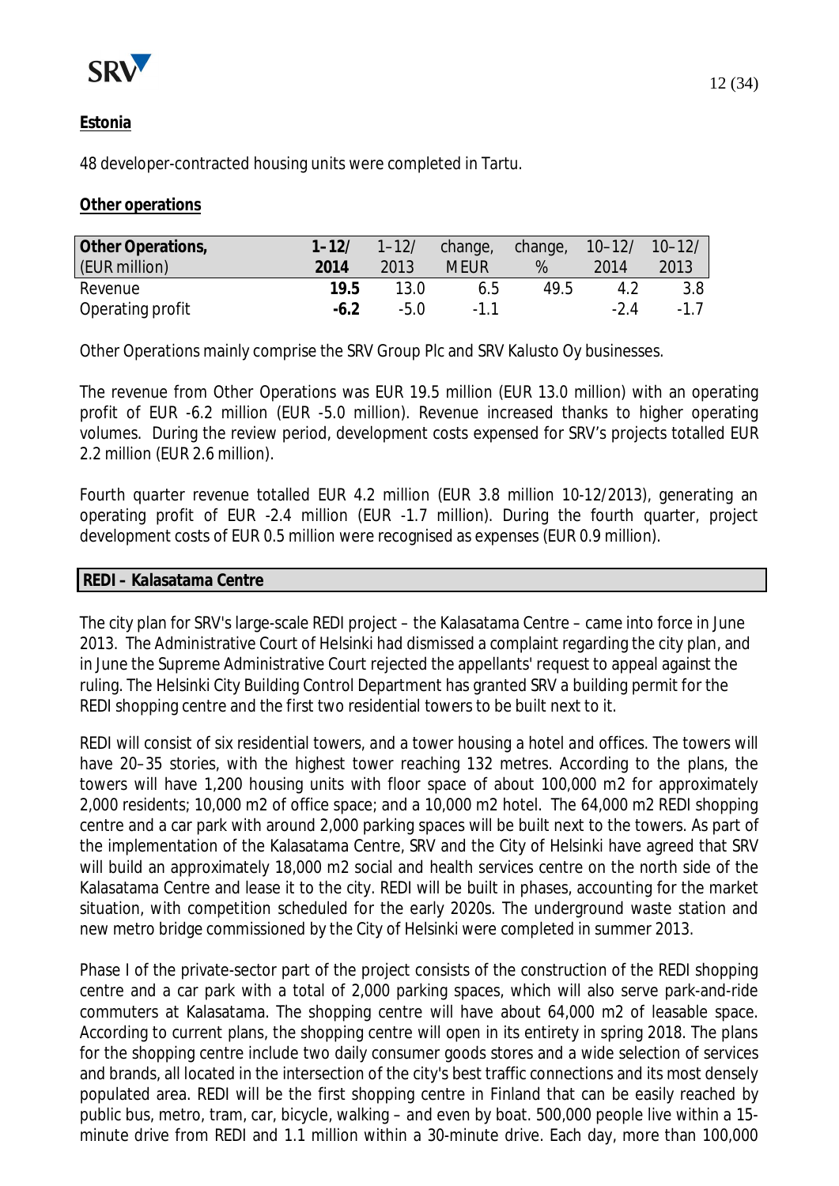## Estonia

48 developer-contracted housing units were completed in Tartu.

## Other operations

| Other Operations, (EUR million) | 1–12/ 2014 | 1–12/ 2013 | change, MEUR | change, % | 10–12/ 2014 | 10–12/ 2013 |
|---|---|---|---|---|---|---|
| Revenue | **19.5** | 13.0 | 6.5 | 49.5 | 4.2 | 3.8 |
| Operating profit | **-6.2** | -5.0 | -1.1 | | -2.4 | -1.7 |

Other Operations mainly comprise the SRV Group Plc and SRV Kalusto Oy businesses.

The revenue from Other Operations was EUR 19.5 million (EUR 13.0 million) with an operating profit of EUR -6.2 million (EUR -5.0 million). Revenue increased thanks to higher operating volumes. During the review period, development costs expensed for SRV's projects totalled EUR 2.2 million (EUR 2.6 million).

Fourth quarter revenue totalled EUR 4.2 million (EUR 3.8 million 10-12/2013), generating an operating profit of EUR -2.4 million (EUR -1.7 million). During the fourth quarter, project development costs of EUR 0.5 million were recognised as expenses (EUR 0.9 million).

## REDI – Kalasatama Centre

The city plan for SRV's large-scale REDI project – the Kalasatama Centre – came into force in June 2013. The Administrative Court of Helsinki had dismissed a complaint regarding the city plan, and in June the Supreme Administrative Court rejected the appellants' request to appeal against the ruling. The Helsinki City Building Control Department has granted SRV a building permit for the REDI shopping centre and the first two residential towers to be built next to it.

REDI will consist of six residential towers, and a tower housing a hotel and offices. The towers will have 20–35 stories, with the highest tower reaching 132 metres. According to the plans, the towers will have 1,200 housing units with floor space of about 100,000 m2 for approximately 2,000 residents; 10,000 m2 of office space; and a 10,000 m2 hotel. The 64,000 m2 REDI shopping centre and a car park with around 2,000 parking spaces will be built next to the towers. As part of the implementation of the Kalasatama Centre, SRV and the City of Helsinki have agreed that SRV will build an approximately 18,000 m2 social and health services centre on the north side of the Kalasatama Centre and lease it to the city. REDI will be built in phases, accounting for the market situation, with competition scheduled for the early 2020s. The underground waste station and new metro bridge commissioned by the City of Helsinki were completed in summer 2013.

Phase I of the private-sector part of the project consists of the construction of the REDI shopping centre and a car park with a total of 2,000 parking spaces, which will also serve park-and-ride commuters at Kalasatama. The shopping centre will have about 64,000 m2 of leasable space. According to current plans, the shopping centre will open in its entirety in spring 2018. The plans for the shopping centre include two daily consumer goods stores and a wide selection of services and brands, all located in the intersection of the city's best traffic connections and its most densely populated area. REDI will be the first shopping centre in Finland that can be easily reached by public bus, metro, tram, car, bicycle, walking – and even by boat. 500,000 people live within a 15-minute drive from REDI and 1.1 million within a 30-minute drive. Each day, more than 100,000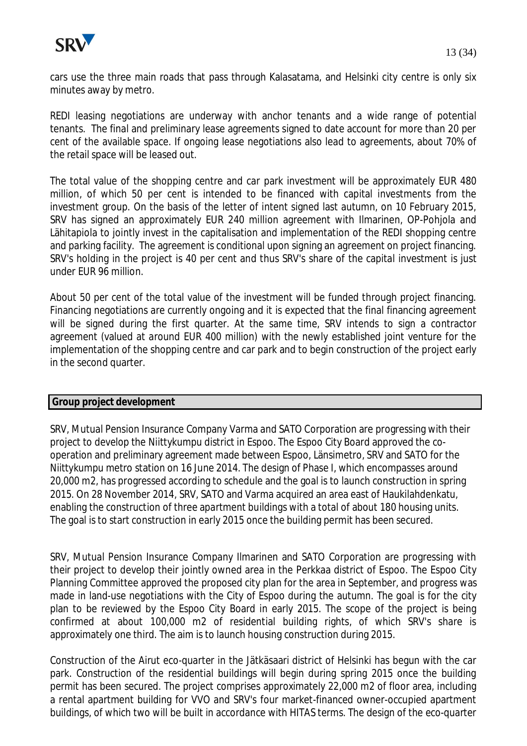cars use the three main roads that pass through Kalasatama, and Helsinki city centre is only six minutes away by metro.

REDI leasing negotiations are underway with anchor tenants and a wide range of potential tenants. The final and preliminary lease agreements signed to date account for more than 20 per cent of the available space. If ongoing lease negotiations also lead to agreements, about 70% of the retail space will be leased out.

The total value of the shopping centre and car park investment will be approximately EUR 480 million, of which 50 per cent is intended to be financed with capital investments from the investment group. On the basis of the letter of intent signed last autumn, on 10 February 2015, SRV has signed an approximately EUR 240 million agreement with Ilmarinen, OP-Pohjola and Lähitapiola to jointly invest in the capitalisation and implementation of the REDI shopping centre and parking facility. The agreement is conditional upon signing an agreement on project financing. SRV's holding in the project is 40 per cent and thus SRV's share of the capital investment is just under EUR 96 million.

About 50 per cent of the total value of the investment will be funded through project financing. Financing negotiations are currently ongoing and it is expected that the final financing agreement will be signed during the first quarter. At the same time, SRV intends to sign a contractor agreement (valued at around EUR 400 million) with the newly established joint venture for the implementation of the shopping centre and car park and to begin construction of the project early in the second quarter.

## Group project development

SRV, Mutual Pension Insurance Company Varma and SATO Corporation are progressing with their project to develop the Niittykumpu district in Espoo. The Espoo City Board approved the co-operation and preliminary agreement made between Espoo, Länsimetro, SRV and SATO for the Niittykumpu metro station on 16 June 2014. The design of Phase I, which encompasses around 20,000 m2, has progressed according to schedule and the goal is to launch construction in spring 2015. On 28 November 2014, SRV, SATO and Varma acquired an area east of Haukilahdenkatu, enabling the construction of three apartment buildings with a total of about 180 housing units. The goal is to start construction in early 2015 once the building permit has been secured.

SRV, Mutual Pension Insurance Company Ilmarinen and SATO Corporation are progressing with their project to develop their jointly owned area in the Perkkaa district of Espoo. The Espoo City Planning Committee approved the proposed city plan for the area in September, and progress was made in land-use negotiations with the City of Espoo during the autumn. The goal is for the city plan to be reviewed by the Espoo City Board in early 2015. The scope of the project is being confirmed at about 100,000 m2 of residential building rights, of which SRV's share is approximately one third. The aim is to launch housing construction during 2015.

Construction of the Airut eco-quarter in the Jätkäsaari district of Helsinki has begun with the car park. Construction of the residential buildings will begin during spring 2015 once the building permit has been secured. The project comprises approximately 22,000 m2 of floor area, including a rental apartment building for VVO and SRV's four market-financed owner-occupied apartment buildings, of which two will be built in accordance with HITAS terms. The design of the eco-quarter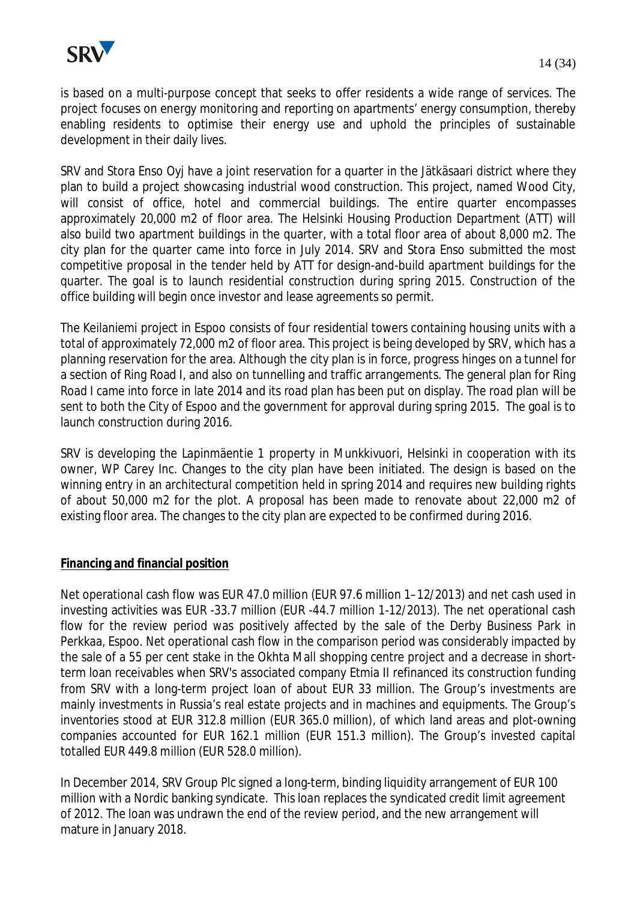is based on a multi-purpose concept that seeks to offer residents a wide range of services. The project focuses on energy monitoring and reporting on apartments' energy consumption, thereby enabling residents to optimise their energy use and uphold the principles of sustainable development in their daily lives.

SRV and Stora Enso Oyj have a joint reservation for a quarter in the Jätkäsaari district where they plan to build a project showcasing industrial wood construction. This project, named Wood City, will consist of office, hotel and commercial buildings. The entire quarter encompasses approximately 20,000 m2 of floor area. The Helsinki Housing Production Department (ATT) will also build two apartment buildings in the quarter, with a total floor area of about 8,000 m2. The city plan for the quarter came into force in July 2014. SRV and Stora Enso submitted the most competitive proposal in the tender held by ATT for design-and-build apartment buildings for the quarter. The goal is to launch residential construction during spring 2015. Construction of the office building will begin once investor and lease agreements so permit.

The Keilaniemi project in Espoo consists of four residential towers containing housing units with a total of approximately 72,000 m2 of floor area. This project is being developed by SRV, which has a planning reservation for the area. Although the city plan is in force, progress hinges on a tunnel for a section of Ring Road I, and also on tunnelling and traffic arrangements. The general plan for Ring Road I came into force in late 2014 and its road plan has been put on display. The road plan will be sent to both the City of Espoo and the government for approval during spring 2015. The goal is to launch construction during 2016.

SRV is developing the Lapinmäentie 1 property in Munkkivuori, Helsinki in cooperation with its owner, WP Carey Inc. Changes to the city plan have been initiated. The design is based on the winning entry in an architectural competition held in spring 2014 and requires new building rights of about 50,000 m2 for the plot. A proposal has been made to renovate about 22,000 m2 of existing floor area. The changes to the city plan are expected to be confirmed during 2016.

## Financing and financial position

Net operational cash flow was EUR 47.0 million (EUR 97.6 million 1–12/2013) and net cash used in investing activities was EUR -33.7 million (EUR -44.7 million 1-12/2013). The net operational cash flow for the review period was positively affected by the sale of the Derby Business Park in Perkkaa, Espoo. Net operational cash flow in the comparison period was considerably impacted by the sale of a 55 per cent stake in the Okhta Mall shopping centre project and a decrease in short-term loan receivables when SRV's associated company Etmia II refinanced its construction funding from SRV with a long-term project loan of about EUR 33 million. The Group's investments are mainly investments in Russia's real estate projects and in machines and equipments. The Group's inventories stood at EUR 312.8 million (EUR 365.0 million), of which land areas and plot-owning companies accounted for EUR 162.1 million (EUR 151.3 million). The Group's invested capital totalled EUR 449.8 million (EUR 528.0 million).

In December 2014, SRV Group Plc signed a long-term, binding liquidity arrangement of EUR 100 million with a Nordic banking syndicate. This loan replaces the syndicated credit limit agreement of 2012. The loan was undrawn the end of the review period, and the new arrangement will mature in January 2018.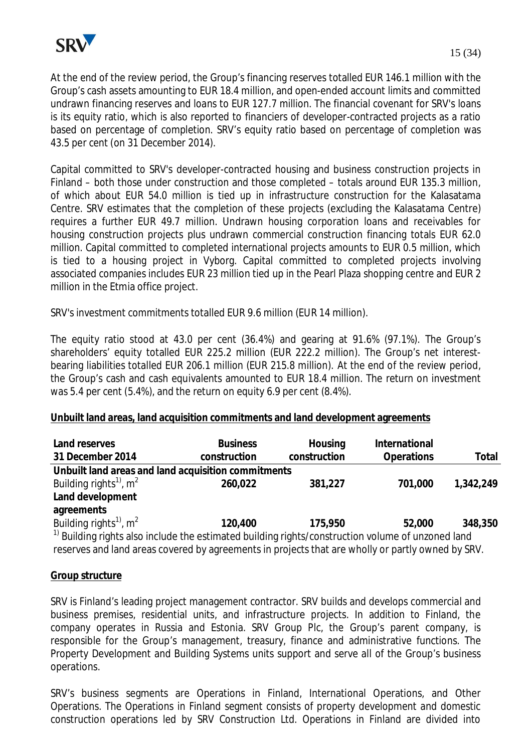At the end of the review period, the Group's financing reserves totalled EUR 146.1 million with the Group's cash assets amounting to EUR 18.4 million, and open-ended account limits and committed undrawn financing reserves and loans to EUR 127.7 million. The financial covenant for SRV's loans is its equity ratio, which is also reported to financiers of developer-contracted projects as a ratio based on percentage of completion. SRV's equity ratio based on percentage of completion was 43.5 per cent (on 31 December 2014).

Capital committed to SRV's developer-contracted housing and business construction projects in Finland – both those under construction and those completed – totals around EUR 135.3 million, of which about EUR 54.0 million is tied up in infrastructure construction for the Kalasatama Centre. SRV estimates that the completion of these projects (excluding the Kalasatama Centre) requires a further EUR 49.7 million. Undrawn housing corporation loans and receivables for housing construction projects plus undrawn commercial construction financing totals EUR 62.0 million. Capital committed to completed international projects amounts to EUR 0.5 million, which is tied to a housing project in Vyborg. Capital committed to completed projects involving associated companies includes EUR 23 million tied up in the Pearl Plaza shopping centre and EUR 2 million in the Etmia office project.

SRV's investment commitments totalled EUR 9.6 million (EUR 14 million).

The equity ratio stood at 43.0 per cent (36.4%) and gearing at 91.6% (97.1%). The Group's shareholders' equity totalled EUR 225.2 million (EUR 222.2 million). The Group's net interest-bearing liabilities totalled EUR 206.1 million (EUR 215.8 million). At the end of the review period, the Group's cash and cash equivalents amounted to EUR 18.4 million. The return on investment was 5.4 per cent (5.4%), and the return on equity 6.9 per cent (8.4%).

**Unbuilt land areas, land acquisition commitments and land development agreements**

| **Land reserves 31 December 2014** | **Business construction** | **Housing construction** | **International Operations** | **Total** |
|---|---|---|---|---|
| **Unbuilt land areas and land acquisition commitments** | | | | |
| Building rights[1], $m^2$ | **260,022** | **381,227** | **701,000** | **1,342,249** |
| **Land development agreements** | | | | |
| Building rights[1], $m^2$ | **120,400** | **175,950** | **52,000** | **348,350** |

[1] Building rights also include the estimated building rights/construction volume of unzoned land reserves and land areas covered by agreements in projects that are wholly or partly owned by SRV.

**Group structure**

SRV is Finland's leading project management contractor. SRV builds and develops commercial and business premises, residential units, and infrastructure projects. In addition to Finland, the company operates in Russia and Estonia. SRV Group Plc, the Group's parent company, is responsible for the Group's management, treasury, finance and administrative functions. The Property Development and Building Systems units support and serve all of the Group's business operations.

SRV's business segments are Operations in Finland, International Operations, and Other Operations. The Operations in Finland segment consists of property development and domestic construction operations led by SRV Construction Ltd. Operations in Finland are divided into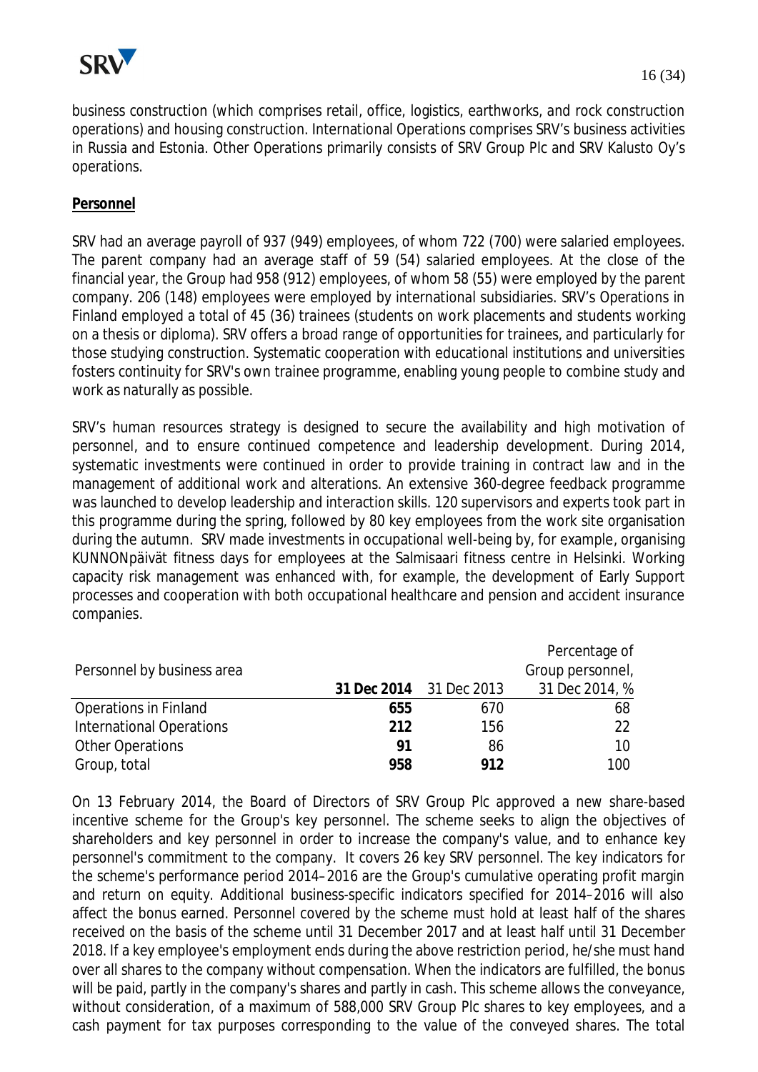business construction (which comprises retail, office, logistics, earthworks, and rock construction operations) and housing construction. International Operations comprises SRV's business activities in Russia and Estonia. Other Operations primarily consists of SRV Group Plc and SRV Kalusto Oy's operations.

**Personnel**

SRV had an average payroll of 937 (949) employees, of whom 722 (700) were salaried employees. The parent company had an average staff of 59 (54) salaried employees. At the close of the financial year, the Group had 958 (912) employees, of whom 58 (55) were employed by the parent company. 206 (148) employees were employed by international subsidiaries. SRV's Operations in Finland employed a total of 45 (36) trainees (students on work placements and students working on a thesis or diploma). SRV offers a broad range of opportunities for trainees, and particularly for those studying construction. Systematic cooperation with educational institutions and universities fosters continuity for SRV's own trainee programme, enabling young people to combine study and work as naturally as possible.

SRV's human resources strategy is designed to secure the availability and high motivation of personnel, and to ensure continued competence and leadership development. During 2014, systematic investments were continued in order to provide training in contract law and in the management of additional work and alterations. An extensive 360-degree feedback programme was launched to develop leadership and interaction skills. 120 supervisors and experts took part in this programme during the spring, followed by 80 key employees from the work site organisation during the autumn. SRV made investments in occupational well-being by, for example, organising KUNNONpäivät fitness days for employees at the Salmisaari fitness centre in Helsinki. Working capacity risk management was enhanced with, for example, the development of Early Support processes and cooperation with both occupational healthcare and pension and accident insurance companies.

| Personnel by business area | **31 Dec 2014** | 31 Dec 2013 | Percentage of Group personnel, 31 Dec 2014, % |
|---|---|---|---|
| Operations in Finland | **655** | 670 | 68 |
| International Operations | **212** | 156 | 22 |
| Other Operations | **91** | 86 | 10 |
| Group, total | **958** | **912** | 100 |

On 13 February 2014, the Board of Directors of SRV Group Plc approved a new share-based incentive scheme for the Group's key personnel. The scheme seeks to align the objectives of shareholders and key personnel in order to increase the company's value, and to enhance key personnel's commitment to the company. It covers 26 key SRV personnel. The key indicators for the scheme's performance period 2014–2016 are the Group's cumulative operating profit margin and return on equity. Additional business-specific indicators specified for 2014–2016 will also affect the bonus earned. Personnel covered by the scheme must hold at least half of the shares received on the basis of the scheme until 31 December 2017 and at least half until 31 December 2018. If a key employee's employment ends during the above restriction period, he/she must hand over all shares to the company without compensation. When the indicators are fulfilled, the bonus will be paid, partly in the company's shares and partly in cash. This scheme allows the conveyance, without consideration, of a maximum of 588,000 SRV Group Plc shares to key employees, and a cash payment for tax purposes corresponding to the value of the conveyed shares. The total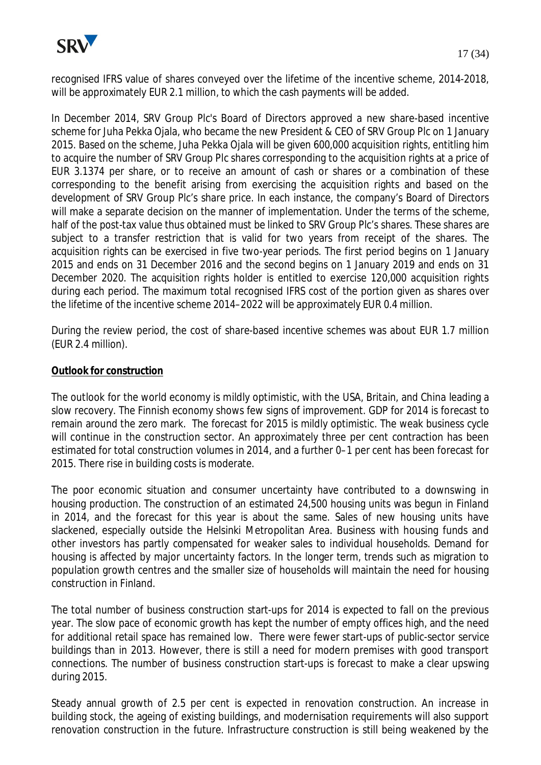recognised IFRS value of shares conveyed over the lifetime of the incentive scheme, 2014-2018, will be approximately EUR 2.1 million, to which the cash payments will be added.

In December 2014, SRV Group Plc's Board of Directors approved a new share-based incentive scheme for Juha Pekka Ojala, who became the new President & CEO of SRV Group Plc on 1 January 2015. Based on the scheme, Juha Pekka Ojala will be given 600,000 acquisition rights, entitling him to acquire the number of SRV Group Plc shares corresponding to the acquisition rights at a price of EUR 3.1374 per share, or to receive an amount of cash or shares or a combination of these corresponding to the benefit arising from exercising the acquisition rights and based on the development of SRV Group Plc's share price. In each instance, the company's Board of Directors will make a separate decision on the manner of implementation. Under the terms of the scheme, half of the post-tax value thus obtained must be linked to SRV Group Plc's shares. These shares are subject to a transfer restriction that is valid for two years from receipt of the shares. The acquisition rights can be exercised in five two-year periods. The first period begins on 1 January 2015 and ends on 31 December 2016 and the second begins on 1 January 2019 and ends on 31 December 2020. The acquisition rights holder is entitled to exercise 120,000 acquisition rights during each period. The maximum total recognised IFRS cost of the portion given as shares over the lifetime of the incentive scheme 2014–2022 will be approximately EUR 0.4 million.

During the review period, the cost of share-based incentive schemes was about EUR 1.7 million (EUR 2.4 million).

**Outlook for construction**

The outlook for the world economy is mildly optimistic, with the USA, Britain, and China leading a slow recovery. The Finnish economy shows few signs of improvement. GDP for 2014 is forecast to remain around the zero mark. The forecast for 2015 is mildly optimistic. The weak business cycle will continue in the construction sector. An approximately three per cent contraction has been estimated for total construction volumes in 2014, and a further 0–1 per cent has been forecast for 2015. There rise in building costs is moderate.

The poor economic situation and consumer uncertainty have contributed to a downswing in housing production. The construction of an estimated 24,500 housing units was begun in Finland in 2014, and the forecast for this year is about the same. Sales of new housing units have slackened, especially outside the Helsinki Metropolitan Area. Business with housing funds and other investors has partly compensated for weaker sales to individual households. Demand for housing is affected by major uncertainty factors. In the longer term, trends such as migration to population growth centres and the smaller size of households will maintain the need for housing construction in Finland.

The total number of business construction start-ups for 2014 is expected to fall on the previous year. The slow pace of economic growth has kept the number of empty offices high, and the need for additional retail space has remained low. There were fewer start-ups of public-sector service buildings than in 2013. However, there is still a need for modern premises with good transport connections. The number of business construction start-ups is forecast to make a clear upswing during 2015.

Steady annual growth of 2.5 per cent is expected in renovation construction. An increase in building stock, the ageing of existing buildings, and modernisation requirements will also support renovation construction in the future. Infrastructure construction is still being weakened by the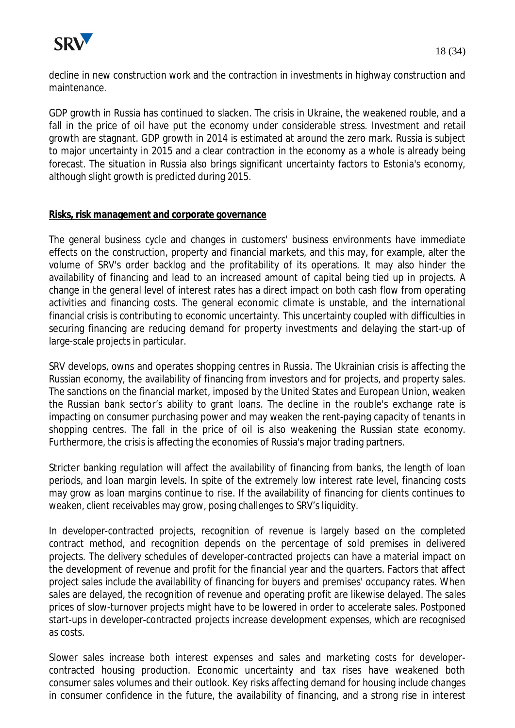decline in new construction work and the contraction in investments in highway construction and maintenance.

GDP growth in Russia has continued to slacken. The crisis in Ukraine, the weakened rouble, and a fall in the price of oil have put the economy under considerable stress. Investment and retail growth are stagnant. GDP growth in 2014 is estimated at around the zero mark. Russia is subject to major uncertainty in 2015 and a clear contraction in the economy as a whole is already being forecast. The situation in Russia also brings significant uncertainty factors to Estonia's economy, although slight growth is predicted during 2015.

**Risks, risk management and corporate governance**

The general business cycle and changes in customers' business environments have immediate effects on the construction, property and financial markets, and this may, for example, alter the volume of SRV's order backlog and the profitability of its operations. It may also hinder the availability of financing and lead to an increased amount of capital being tied up in projects. A change in the general level of interest rates has a direct impact on both cash flow from operating activities and financing costs. The general economic climate is unstable, and the international financial crisis is contributing to economic uncertainty. This uncertainty coupled with difficulties in securing financing are reducing demand for property investments and delaying the start-up of large-scale projects in particular.

SRV develops, owns and operates shopping centres in Russia. The Ukrainian crisis is affecting the Russian economy, the availability of financing from investors and for projects, and property sales. The sanctions on the financial market, imposed by the United States and European Union, weaken the Russian bank sector's ability to grant loans. The decline in the rouble's exchange rate is impacting on consumer purchasing power and may weaken the rent-paying capacity of tenants in shopping centres. The fall in the price of oil is also weakening the Russian state economy. Furthermore, the crisis is affecting the economies of Russia's major trading partners.

Stricter banking regulation will affect the availability of financing from banks, the length of loan periods, and loan margin levels. In spite of the extremely low interest rate level, financing costs may grow as loan margins continue to rise. If the availability of financing for clients continues to weaken, client receivables may grow, posing challenges to SRV's liquidity.

In developer-contracted projects, recognition of revenue is largely based on the completed contract method, and recognition depends on the percentage of sold premises in delivered projects. The delivery schedules of developer-contracted projects can have a material impact on the development of revenue and profit for the financial year and the quarters. Factors that affect project sales include the availability of financing for buyers and premises' occupancy rates. When sales are delayed, the recognition of revenue and operating profit are likewise delayed. The sales prices of slow-turnover projects might have to be lowered in order to accelerate sales. Postponed start-ups in developer-contracted projects increase development expenses, which are recognised as costs.

Slower sales increase both interest expenses and sales and marketing costs for developer-contracted housing production. Economic uncertainty and tax rises have weakened both consumer sales volumes and their outlook. Key risks affecting demand for housing include changes in consumer confidence in the future, the availability of financing, and a strong rise in interest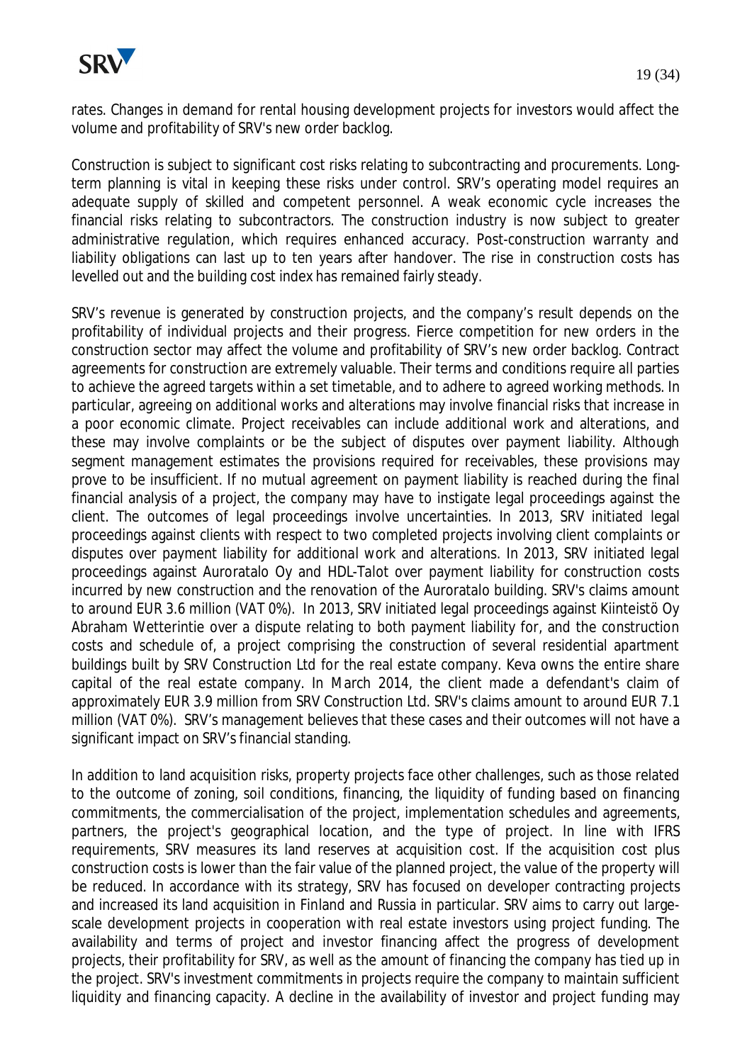rates. Changes in demand for rental housing development projects for investors would affect the volume and profitability of SRV's new order backlog.

Construction is subject to significant cost risks relating to subcontracting and procurements. Long-term planning is vital in keeping these risks under control. SRV's operating model requires an adequate supply of skilled and competent personnel. A weak economic cycle increases the financial risks relating to subcontractors. The construction industry is now subject to greater administrative regulation, which requires enhanced accuracy. Post-construction warranty and liability obligations can last up to ten years after handover. The rise in construction costs has levelled out and the building cost index has remained fairly steady.

SRV's revenue is generated by construction projects, and the company's result depends on the profitability of individual projects and their progress. Fierce competition for new orders in the construction sector may affect the volume and profitability of SRV's new order backlog. Contract agreements for construction are extremely valuable. Their terms and conditions require all parties to achieve the agreed targets within a set timetable, and to adhere to agreed working methods. In particular, agreeing on additional works and alterations may involve financial risks that increase in a poor economic climate. Project receivables can include additional work and alterations, and these may involve complaints or be the subject of disputes over payment liability. Although segment management estimates the provisions required for receivables, these provisions may prove to be insufficient. If no mutual agreement on payment liability is reached during the final financial analysis of a project, the company may have to instigate legal proceedings against the client. The outcomes of legal proceedings involve uncertainties. In 2013, SRV initiated legal proceedings against clients with respect to two completed projects involving client complaints or disputes over payment liability for additional work and alterations. In 2013, SRV initiated legal proceedings against Auroratalo Oy and HDL-Talot over payment liability for construction costs incurred by new construction and the renovation of the Auroratalo building. SRV's claims amount to around EUR 3.6 million (VAT 0%). In 2013, SRV initiated legal proceedings against Kiinteistö Oy Abraham Wetterintie over a dispute relating to both payment liability for, and the construction costs and schedule of, a project comprising the construction of several residential apartment buildings built by SRV Construction Ltd for the real estate company. Keva owns the entire share capital of the real estate company. In March 2014, the client made a defendant's claim of approximately EUR 3.9 million from SRV Construction Ltd. SRV's claims amount to around EUR 7.1 million (VAT 0%). SRV's management believes that these cases and their outcomes will not have a significant impact on SRV's financial standing.

In addition to land acquisition risks, property projects face other challenges, such as those related to the outcome of zoning, soil conditions, financing, the liquidity of funding based on financing commitments, the commercialisation of the project, implementation schedules and agreements, partners, the project's geographical location, and the type of project. In line with IFRS requirements, SRV measures its land reserves at acquisition cost. If the acquisition cost plus construction costs is lower than the fair value of the planned project, the value of the property will be reduced. In accordance with its strategy, SRV has focused on developer contracting projects and increased its land acquisition in Finland and Russia in particular. SRV aims to carry out large-scale development projects in cooperation with real estate investors using project funding. The availability and terms of project and investor financing affect the progress of development projects, their profitability for SRV, as well as the amount of financing the company has tied up in the project. SRV's investment commitments in projects require the company to maintain sufficient liquidity and financing capacity. A decline in the availability of investor and project funding may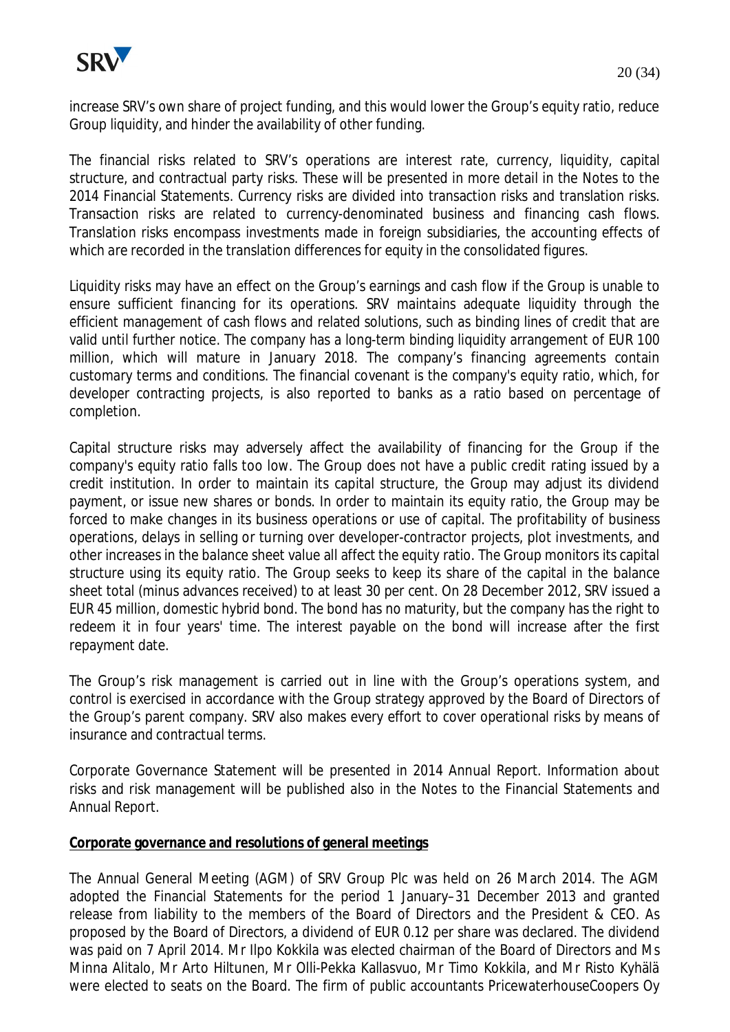increase SRV's own share of project funding, and this would lower the Group's equity ratio, reduce Group liquidity, and hinder the availability of other funding.

The financial risks related to SRV's operations are interest rate, currency, liquidity, capital structure, and contractual party risks. These will be presented in more detail in the Notes to the 2014 Financial Statements. Currency risks are divided into transaction risks and translation risks. Transaction risks are related to currency-denominated business and financing cash flows. Translation risks encompass investments made in foreign subsidiaries, the accounting effects of which are recorded in the translation differences for equity in the consolidated figures.

Liquidity risks may have an effect on the Group's earnings and cash flow if the Group is unable to ensure sufficient financing for its operations. SRV maintains adequate liquidity through the efficient management of cash flows and related solutions, such as binding lines of credit that are valid until further notice. The company has a long-term binding liquidity arrangement of EUR 100 million, which will mature in January 2018. The company's financing agreements contain customary terms and conditions. The financial covenant is the company's equity ratio, which, for developer contracting projects, is also reported to banks as a ratio based on percentage of completion.

Capital structure risks may adversely affect the availability of financing for the Group if the company's equity ratio falls too low. The Group does not have a public credit rating issued by a credit institution. In order to maintain its capital structure, the Group may adjust its dividend payment, or issue new shares or bonds. In order to maintain its equity ratio, the Group may be forced to make changes in its business operations or use of capital. The profitability of business operations, delays in selling or turning over developer-contractor projects, plot investments, and other increases in the balance sheet value all affect the equity ratio. The Group monitors its capital structure using its equity ratio. The Group seeks to keep its share of the capital in the balance sheet total (minus advances received) to at least 30 per cent. On 28 December 2012, SRV issued a EUR 45 million, domestic hybrid bond. The bond has no maturity, but the company has the right to redeem it in four years' time. The interest payable on the bond will increase after the first repayment date.

The Group's risk management is carried out in line with the Group's operations system, and control is exercised in accordance with the Group strategy approved by the Board of Directors of the Group's parent company. SRV also makes every effort to cover operational risks by means of insurance and contractual terms.

Corporate Governance Statement will be presented in 2014 Annual Report. Information about risks and risk management will be published also in the Notes to the Financial Statements and Annual Report.

**Corporate governance and resolutions of general meetings**

The Annual General Meeting (AGM) of SRV Group Plc was held on 26 March 2014. The AGM adopted the Financial Statements for the period 1 January–31 December 2013 and granted release from liability to the members of the Board of Directors and the President & CEO. As proposed by the Board of Directors, a dividend of EUR 0.12 per share was declared. The dividend was paid on 7 April 2014. Mr Ilpo Kokkila was elected chairman of the Board of Directors and Ms Minna Alitalo, Mr Arto Hiltunen, Mr Olli-Pekka Kallasvuo, Mr Timo Kokkila, and Mr Risto Kyhälä were elected to seats on the Board. The firm of public accountants PricewaterhouseCoopers Oy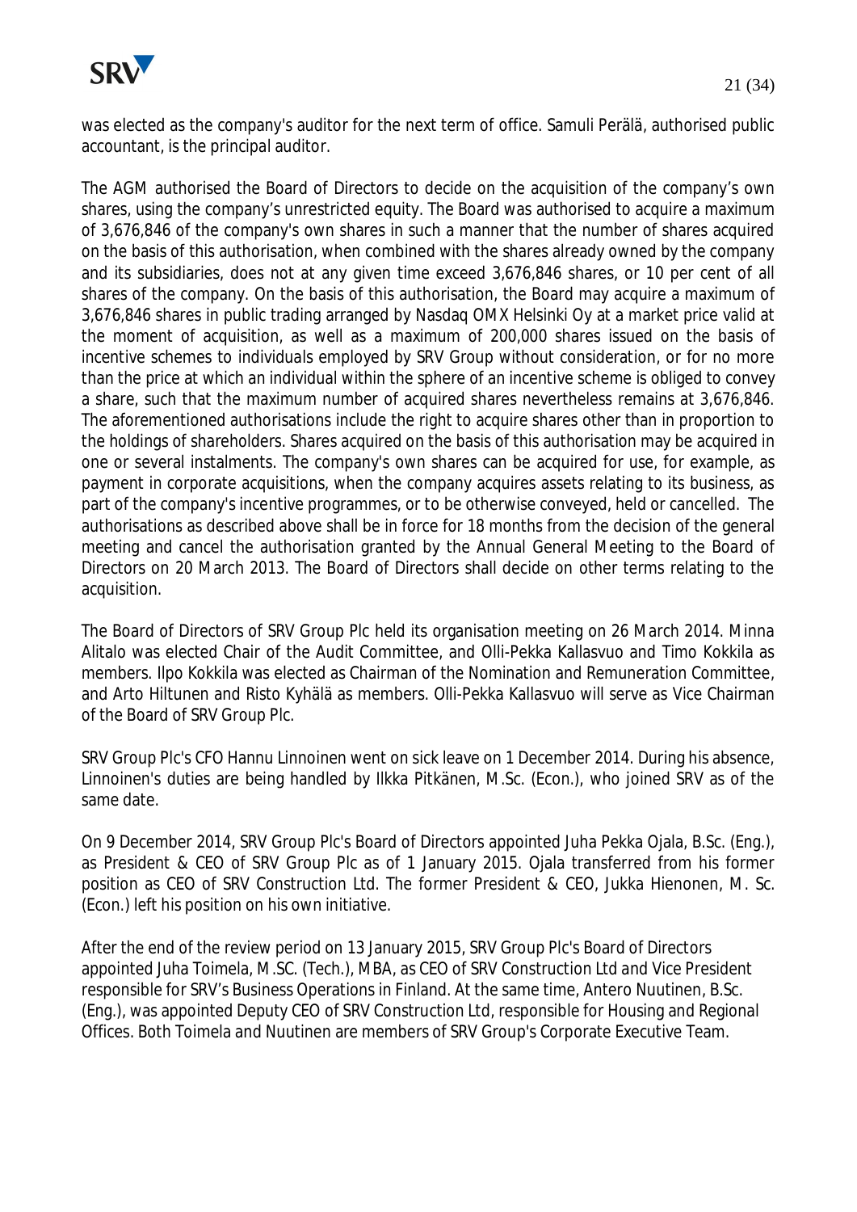was elected as the company's auditor for the next term of office. Samuli Perälä, authorised public accountant, is the principal auditor.

The AGM authorised the Board of Directors to decide on the acquisition of the company's own shares, using the company's unrestricted equity. The Board was authorised to acquire a maximum of 3,676,846 of the company's own shares in such a manner that the number of shares acquired on the basis of this authorisation, when combined with the shares already owned by the company and its subsidiaries, does not at any given time exceed 3,676,846 shares, or 10 per cent of all shares of the company. On the basis of this authorisation, the Board may acquire a maximum of 3,676,846 shares in public trading arranged by Nasdaq OMX Helsinki Oy at a market price valid at the moment of acquisition, as well as a maximum of 200,000 shares issued on the basis of incentive schemes to individuals employed by SRV Group without consideration, or for no more than the price at which an individual within the sphere of an incentive scheme is obliged to convey a share, such that the maximum number of acquired shares nevertheless remains at 3,676,846. The aforementioned authorisations include the right to acquire shares other than in proportion to the holdings of shareholders. Shares acquired on the basis of this authorisation may be acquired in one or several instalments. The company's own shares can be acquired for use, for example, as payment in corporate acquisitions, when the company acquires assets relating to its business, as part of the company's incentive programmes, or to be otherwise conveyed, held or cancelled. The authorisations as described above shall be in force for 18 months from the decision of the general meeting and cancel the authorisation granted by the Annual General Meeting to the Board of Directors on 20 March 2013. The Board of Directors shall decide on other terms relating to the acquisition.

The Board of Directors of SRV Group Plc held its organisation meeting on 26 March 2014. Minna Alitalo was elected Chair of the Audit Committee, and Olli-Pekka Kallasvuo and Timo Kokkila as members. Ilpo Kokkila was elected as Chairman of the Nomination and Remuneration Committee, and Arto Hiltunen and Risto Kyhälä as members. Olli-Pekka Kallasvuo will serve as Vice Chairman of the Board of SRV Group Plc.

SRV Group Plc's CFO Hannu Linnoinen went on sick leave on 1 December 2014. During his absence, Linnoinen's duties are being handled by Ilkka Pitkänen, M.Sc. (Econ.), who joined SRV as of the same date.

On 9 December 2014, SRV Group Plc's Board of Directors appointed Juha Pekka Ojala, B.Sc. (Eng.), as President & CEO of SRV Group Plc as of 1 January 2015. Ojala transferred from his former position as CEO of SRV Construction Ltd. The former President & CEO, Jukka Hienonen, M. Sc. (Econ.) left his position on his own initiative.

After the end of the review period on 13 January 2015, SRV Group Plc's Board of Directors appointed Juha Toimela, M.SC. (Tech.), MBA, as CEO of SRV Construction Ltd and Vice President responsible for SRV's Business Operations in Finland. At the same time, Antero Nuutinen, B.Sc. (Eng.), was appointed Deputy CEO of SRV Construction Ltd, responsible for Housing and Regional Offices. Both Toimela and Nuutinen are members of SRV Group's Corporate Executive Team.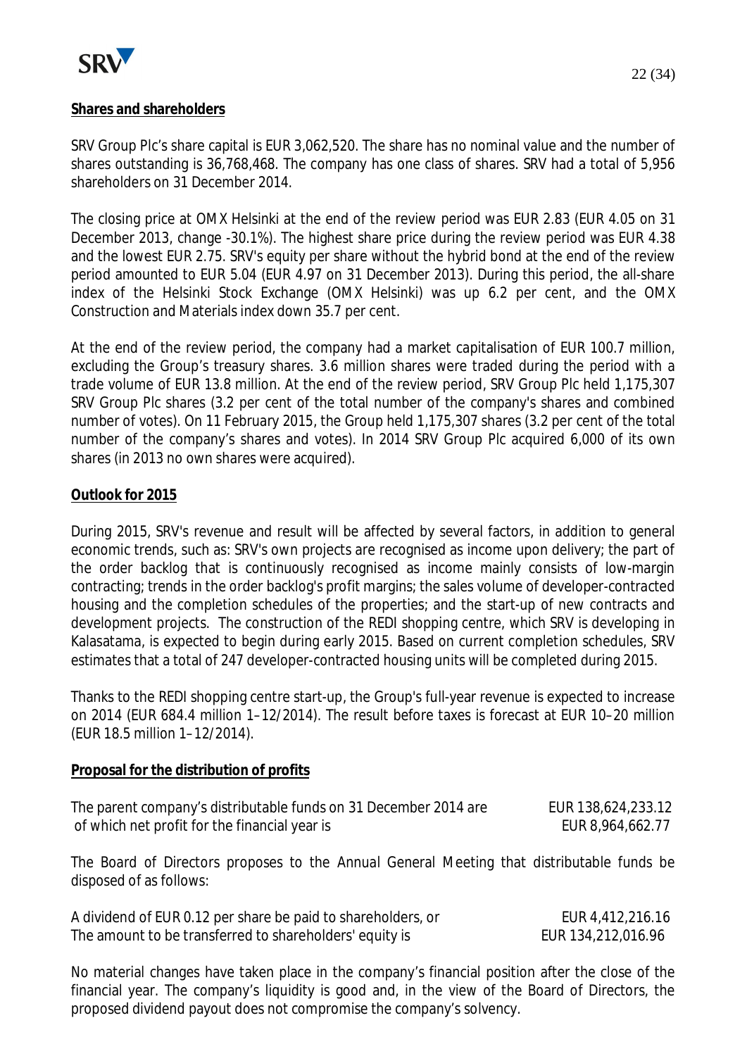**Shares and shareholders**

SRV Group Plc's share capital is EUR 3,062,520. The share has no nominal value and the number of shares outstanding is 36,768,468. The company has one class of shares. SRV had a total of 5,956 shareholders on 31 December 2014.

The closing price at OMX Helsinki at the end of the review period was EUR 2.83 (EUR 4.05 on 31 December 2013, change -30.1%). The highest share price during the review period was EUR 4.38 and the lowest EUR 2.75. SRV's equity per share without the hybrid bond at the end of the review period amounted to EUR 5.04 (EUR 4.97 on 31 December 2013). During this period, the all-share index of the Helsinki Stock Exchange (OMX Helsinki) was up 6.2 per cent, and the OMX Construction and Materials index down 35.7 per cent.

At the end of the review period, the company had a market capitalisation of EUR 100.7 million, excluding the Group's treasury shares. 3.6 million shares were traded during the period with a trade volume of EUR 13.8 million. At the end of the review period, SRV Group Plc held 1,175,307 SRV Group Plc shares (3.2 per cent of the total number of the company's shares and combined number of votes). On 11 February 2015, the Group held 1,175,307 shares (3.2 per cent of the total number of the company's shares and votes). In 2014 SRV Group Plc acquired 6,000 of its own shares (in 2013 no own shares were acquired).

**Outlook for 2015**

During 2015, SRV's revenue and result will be affected by several factors, in addition to general economic trends, such as: SRV's own projects are recognised as income upon delivery; the part of the order backlog that is continuously recognised as income mainly consists of low-margin contracting; trends in the order backlog's profit margins; the sales volume of developer-contracted housing and the completion schedules of the properties; and the start-up of new contracts and development projects. The construction of the REDI shopping centre, which SRV is developing in Kalasatama, is expected to begin during early 2015. Based on current completion schedules, SRV estimates that a total of 247 developer-contracted housing units will be completed during 2015.

Thanks to the REDI shopping centre start-up, the Group's full-year revenue is expected to increase on 2014 (EUR 684.4 million 1–12/2014). The result before taxes is forecast at EUR 10–20 million (EUR 18.5 million 1–12/2014).

**Proposal for the distribution of profits**

| | |
|---|---|
| The parent company's distributable funds on 31 December 2014 are | EUR 138,624,233.12 |
| of which net profit for the financial year is | EUR 8,964,662.77 |

The Board of Directors proposes to the Annual General Meeting that distributable funds be disposed of as follows:

| | |
|---|---|
| A dividend of EUR 0.12 per share be paid to shareholders, or | EUR 4,412,216.16 |
| The amount to be transferred to shareholders' equity is | EUR 134,212,016.96 |

No material changes have taken place in the company's financial position after the close of the financial year. The company's liquidity is good and, in the view of the Board of Directors, the proposed dividend payout does not compromise the company's solvency.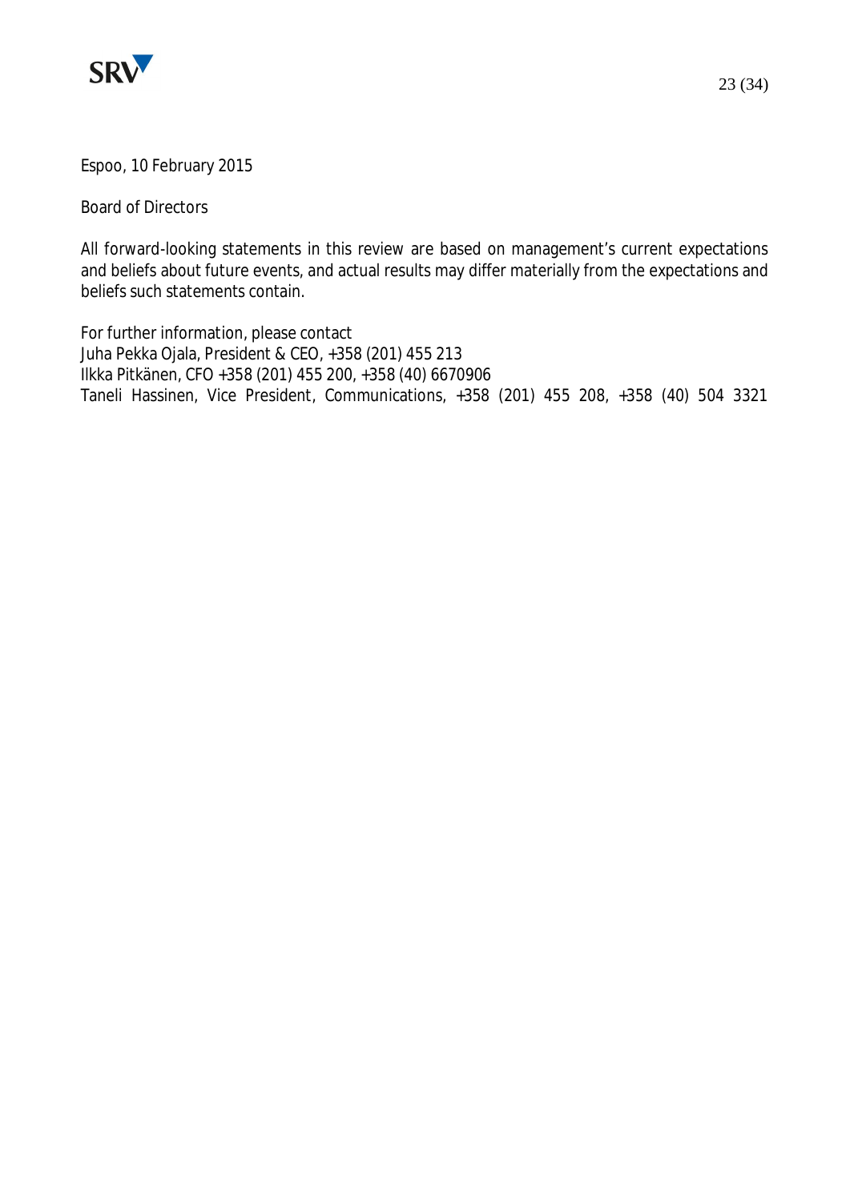Espoo, 10 February 2015

Board of Directors

All forward-looking statements in this review are based on management's current expectations and beliefs about future events, and actual results may differ materially from the expectations and beliefs such statements contain.

For further information, please contact
Juha Pekka Ojala, President & CEO, +358 (201) 455 213
Ilkka Pitkänen, CFO +358 (201) 455 200, +358 (40) 6670906
Taneli Hassinen, Vice President, Communications, +358 (201) 455 208, +358 (40) 504 3321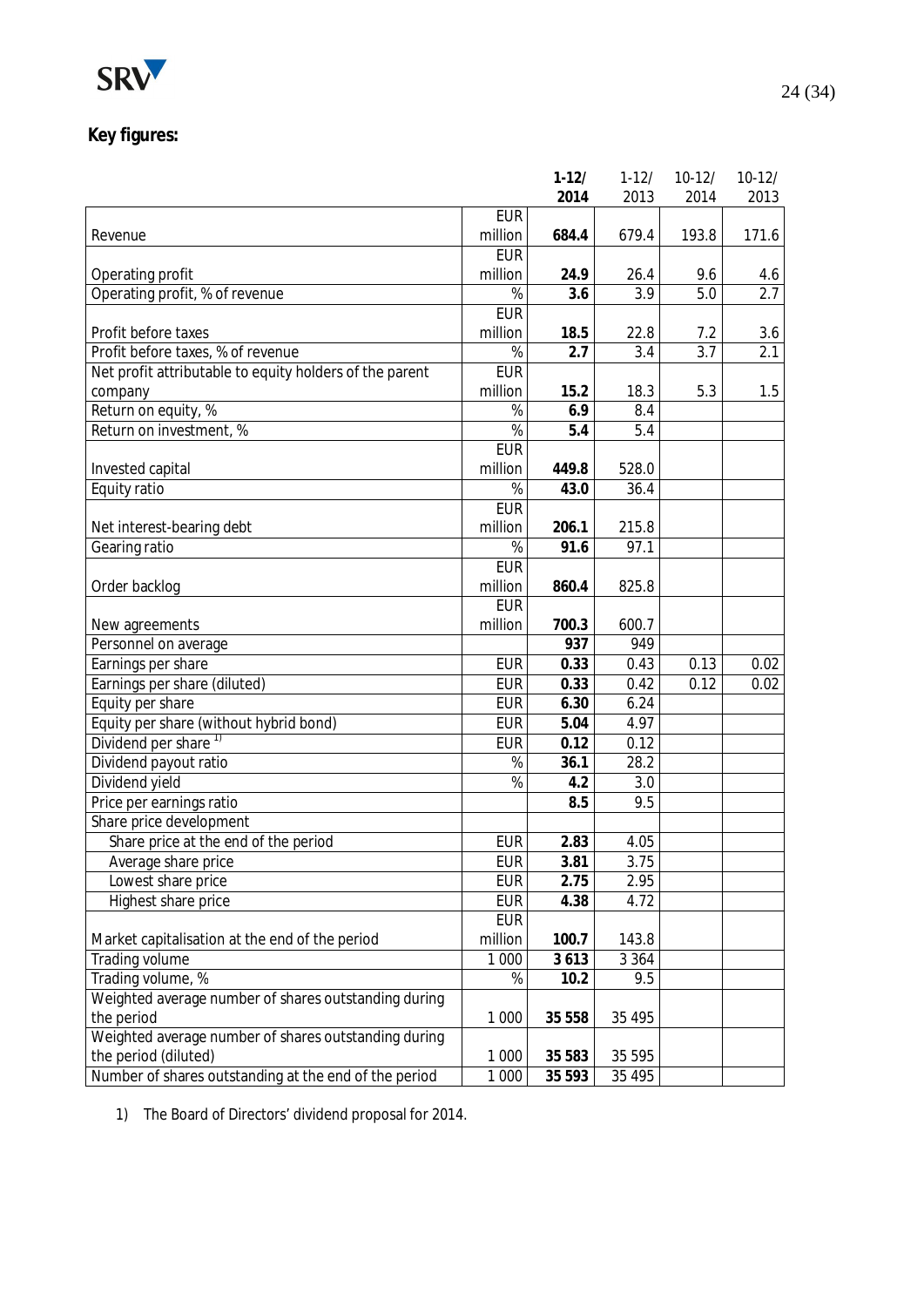**Key figures:**

| | | 1-12/ 2014 | 1-12/ 2013 | 10-12/ 2014 | 10-12/ 2013 |
|---|---|---|---|---|---|
| Revenue | EUR million | **684.4** | 679.4 | 193.8 | 171.6 |
| Operating profit | EUR million | **24.9** | 26.4 | 9.6 | 4.6 |
| Operating profit, % of revenue | % | **3.6** | 3.9 | 5.0 | 2.7 |
| Profit before taxes | EUR million | **18.5** | 22.8 | 7.2 | 3.6 |
| Profit before taxes, % of revenue | % | **2.7** | 3.4 | 3.7 | 2.1 |
| Net profit attributable to equity holders of the parent company | EUR million | **15.2** | 18.3 | 5.3 | 1.5 |
| Return on equity, % | % | **6.9** | 8.4 | | |
| Return on investment, % | % | **5.4** | 5.4 | | |
| Invested capital | EUR million | **449.8** | 528.0 | | |
| Equity ratio | % | **43.0** | 36.4 | | |
| Net interest-bearing debt | EUR million | **206.1** | 215.8 | | |
| Gearing ratio | % | **91.6** | 97.1 | | |
| Order backlog | EUR million | **860.4** | 825.8 | | |
| New agreements | EUR million | **700.3** | 600.7 | | |
| Personnel on average | | **937** | 949 | | |
| Earnings per share | EUR | **0.33** | 0.43 | 0.13 | 0.02 |
| Earnings per share (diluted) | EUR | **0.33** | 0.42 | 0.12 | 0.02 |
| Equity per share | EUR | **6.30** | 6.24 | | |
| Equity per share (without hybrid bond) | EUR | **5.04** | 4.97 | | |
| Dividend per share [1)] | EUR | **0.12** | 0.12 | | |
| Dividend payout ratio | % | **36.1** | 28.2 | | |
| Dividend yield | % | **4.2** | 3.0 | | |
| Price per earnings ratio | | **8.5** | 9.5 | | |
| Share price development | | | | | |
| Share price at the end of the period | EUR | **2.83** | 4.05 | | |
| Average share price | EUR | **3.81** | 3.75 | | |
| Lowest share price | EUR | **2.75** | 2.95 | | |
| Highest share price | EUR | **4.38** | 4.72 | | |
| Market capitalisation at the end of the period | EUR million | **100.7** | 143.8 | | |
| Trading volume | 1 000 | **3 613** | 3 364 | | |
| Trading volume, % | % | **10.2** | 9.5 | | |
| Weighted average number of shares outstanding during the period | 1 000 | **35 558** | 35 495 | | |
| Weighted average number of shares outstanding during the period (diluted) | 1 000 | **35 583** | 35 595 | | |
| Number of shares outstanding at the end of the period | 1 000 | **35 593** | 35 495 | | |

1) The Board of Directors' dividend proposal for 2014.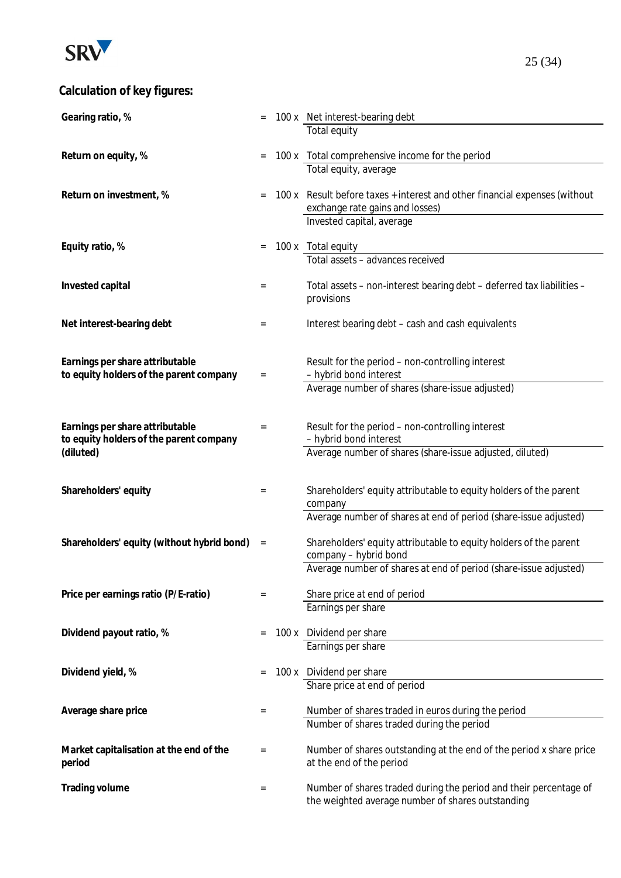## Calculation of key figures:

**Gearing ratio, %** = 100 x Net interest-bearing debt / Total equity

**Return on equity, %** = 100 x Total comprehensive income for the period / Total equity, average

**Return on investment, %** = 100 x Result before taxes + interest and other financial expenses (without exchange rate gains and losses) / Invested capital, average

**Equity ratio, %** = 100 x Total equity / Total assets – advances received

**Invested capital** = Total assets – non-interest bearing debt – deferred tax liabilities – provisions

**Net interest-bearing debt** = Interest bearing debt – cash and cash equivalents

**Earnings per share attributable to equity holders of the parent company** = Result for the period – non-controlling interest – hybrid bond interest / Average number of shares (share-issue adjusted)

**Earnings per share attributable to equity holders of the parent company (diluted)** = Result for the period – non-controlling interest – hybrid bond interest / Average number of shares (share-issue adjusted, diluted)

**Shareholders' equity** = Shareholders' equity attributable to equity holders of the parent company / Average number of shares at end of period (share-issue adjusted)

**Shareholders' equity (without hybrid bond)** = Shareholders' equity attributable to equity holders of the parent company – hybrid bond / Average number of shares at end of period (share-issue adjusted)

**Price per earnings ratio (P/E-ratio)** = Share price at end of period / Earnings per share

**Dividend payout ratio, %** = 100 x Dividend per share / Earnings per share

**Dividend yield, %** = 100 x Dividend per share / Share price at end of period

**Average share price** = Number of shares traded in euros during the period / Number of shares traded during the period

**Market capitalisation at the end of the period** = Number of shares outstanding at the end of the period x share price at the end of the period

**Trading volume** = Number of shares traded during the period and their percentage of the weighted average number of shares outstanding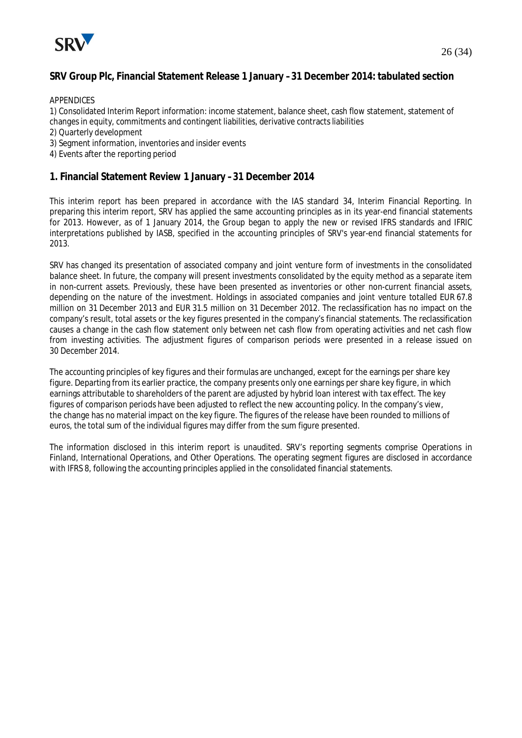## SRV Group Plc, Financial Statement Release 1 January – 31 December 2014: tabulated section

APPENDICES

1) Consolidated Interim Report information: income statement, balance sheet, cash flow statement, statement of changes in equity, commitments and contingent liabilities, derivative contracts liabilities
2) Quarterly development
3) Segment information, inventories and insider events
4) Events after the reporting period

## 1. Financial Statement Review 1 January – 31 December 2014

This interim report has been prepared in accordance with the IAS standard 34, Interim Financial Reporting. In preparing this interim report, SRV has applied the same accounting principles as in its year-end financial statements for 2013. However, as of 1 January 2014, the Group began to apply the new or revised IFRS standards and IFRIC interpretations published by IASB, specified in the accounting principles of SRV's year-end financial statements for 2013.

SRV has changed its presentation of associated company and joint venture form of investments in the consolidated balance sheet. In future, the company will present investments consolidated by the equity method as a separate item in non-current assets. Previously, these have been presented as inventories or other non-current financial assets, depending on the nature of the investment. Holdings in associated companies and joint venture totalled EUR 67.8 million on 31 December 2013 and EUR 31.5 million on 31 December 2012. The reclassification has no impact on the company's result, total assets or the key figures presented in the company's financial statements. The reclassification causes a change in the cash flow statement only between net cash flow from operating activities and net cash flow from investing activities. The adjustment figures of comparison periods were presented in a release issued on 30 December 2014.

The accounting principles of key figures and their formulas are unchanged, except for the earnings per share key figure. Departing from its earlier practice, the company presents only one earnings per share key figure, in which earnings attributable to shareholders of the parent are adjusted by hybrid loan interest with tax effect. The key figures of comparison periods have been adjusted to reflect the new accounting policy. In the company's view, the change has no material impact on the key figure. The figures of the release have been rounded to millions of euros, the total sum of the individual figures may differ from the sum figure presented.

The information disclosed in this interim report is unaudited. SRV's reporting segments comprise Operations in Finland, International Operations, and Other Operations. The operating segment figures are disclosed in accordance with IFRS 8, following the accounting principles applied in the consolidated financial statements.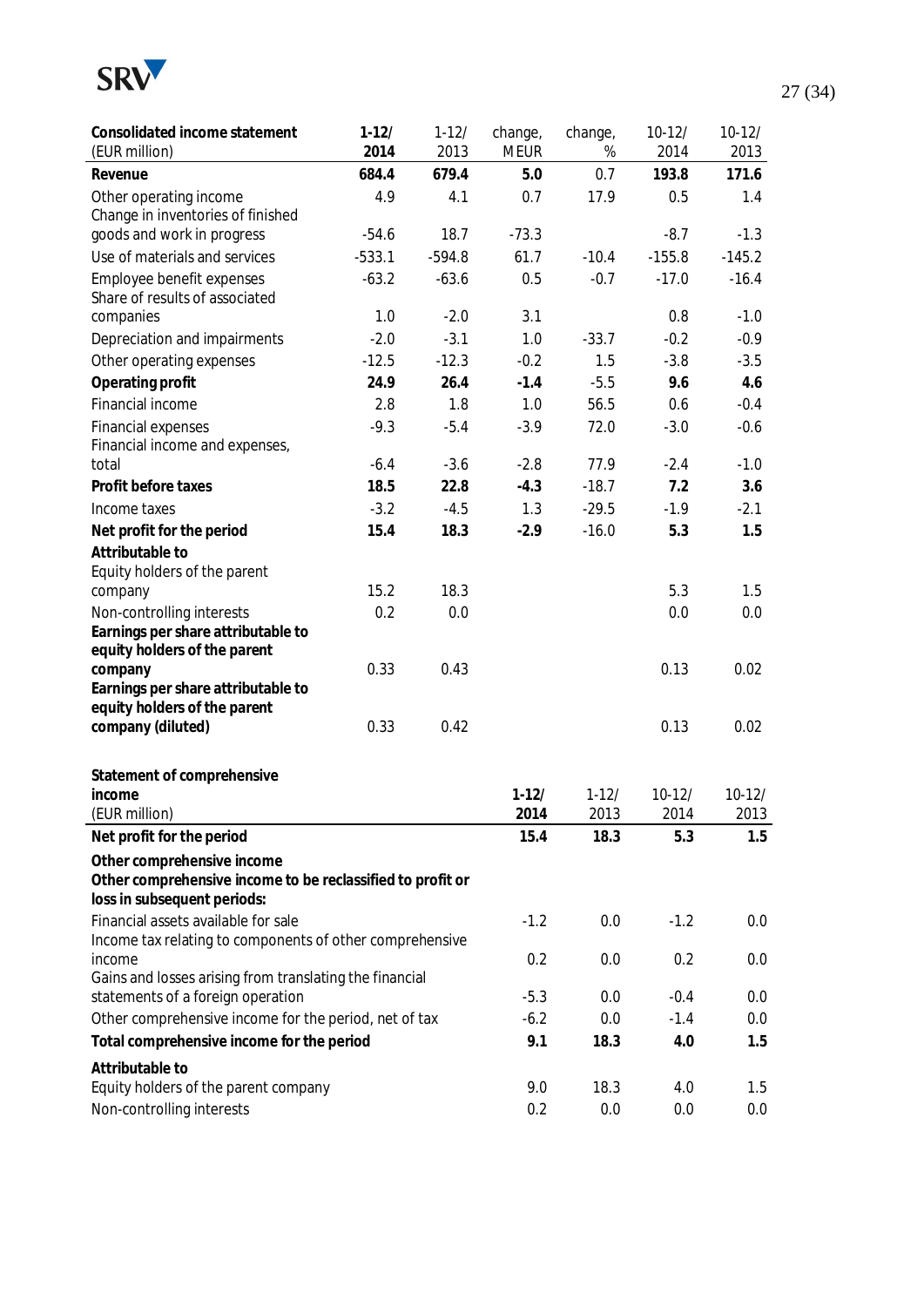| Consolidated income statement (EUR million) | 1-12/ 2014 | 1-12/ 2013 | change, MEUR | change, % | 10-12/ 2014 | 10-12/ 2013 |
|---|---|---|---|---|---|---|
| **Revenue** | **684.4** | **679.4** | **5.0** | 0.7 | **193.8** | **171.6** |
| Other operating income | 4.9 | 4.1 | 0.7 | 17.9 | 0.5 | 1.4 |
| Change in inventories of finished goods and work in progress | -54.6 | 18.7 | -73.3 | | -8.7 | -1.3 |
| Use of materials and services | -533.1 | -594.8 | 61.7 | -10.4 | -155.8 | -145.2 |
| Employee benefit expenses | -63.2 | -63.6 | 0.5 | -0.7 | -17.0 | -16.4 |
| Share of results of associated companies | 1.0 | -2.0 | 3.1 | | 0.8 | -1.0 |
| Depreciation and impairments | -2.0 | -3.1 | 1.0 | -33.7 | -0.2 | -0.9 |
| Other operating expenses | -12.5 | -12.3 | -0.2 | 1.5 | -3.8 | -3.5 |
| **Operating profit** | **24.9** | **26.4** | **-1.4** | -5.5 | **9.6** | **4.6** |
| Financial income | 2.8 | 1.8 | 1.0 | 56.5 | 0.6 | -0.4 |
| Financial expenses | -9.3 | -5.4 | -3.9 | 72.0 | -3.0 | -0.6 |
| Financial income and expenses, total | -6.4 | -3.6 | -2.8 | 77.9 | -2.4 | -1.0 |
| **Profit before taxes** | **18.5** | **22.8** | **-4.3** | -18.7 | **7.2** | **3.6** |
| Income taxes | -3.2 | -4.5 | 1.3 | -29.5 | -1.9 | -2.1 |
| **Net profit for the period** | **15.4** | **18.3** | **-2.9** | -16.0 | **5.3** | **1.5** |
| **Attributable to** | | | | | | |
| Equity holders of the parent company | 15.2 | 18.3 | | | 5.3 | 1.5 |
| Non-controlling interests | 0.2 | 0.0 | | | 0.0 | 0.0 |
| **Earnings per share attributable to equity holders of the parent company** | 0.33 | 0.43 | | | 0.13 | 0.02 |
| **Earnings per share attributable to equity holders of the parent company (diluted)** | 0.33 | 0.42 | | | 0.13 | 0.02 |

| Statement of comprehensive income (EUR million) | 1-12/ 2014 | 1-12/ 2013 | 10-12/ 2014 | 10-12/ 2013 |
|---|---|---|---|---|
| **Net profit for the period** | **15.4** | 18.3 | **5.3** | 1.5 |
| **Other comprehensive income** | | | | |
| **Other comprehensive income to be reclassified to profit or loss in subsequent periods:** | | | | |
| Financial assets available for sale | -1.2 | 0.0 | -1.2 | 0.0 |
| Income tax relating to components of other comprehensive income | 0.2 | 0.0 | 0.2 | 0.0 |
| Gains and losses arising from translating the financial statements of a foreign operation | -5.3 | 0.0 | -0.4 | 0.0 |
| Other comprehensive income for the period, net of tax | -6.2 | 0.0 | -1.4 | 0.0 |
| **Total comprehensive income for the period** | **9.1** | **18.3** | **4.0** | **1.5** |
| **Attributable to** | | | | |
| Equity holders of the parent company | 9.0 | 18.3 | 4.0 | 1.5 |
| Non-controlling interests | 0.2 | 0.0 | 0.0 | 0.0 |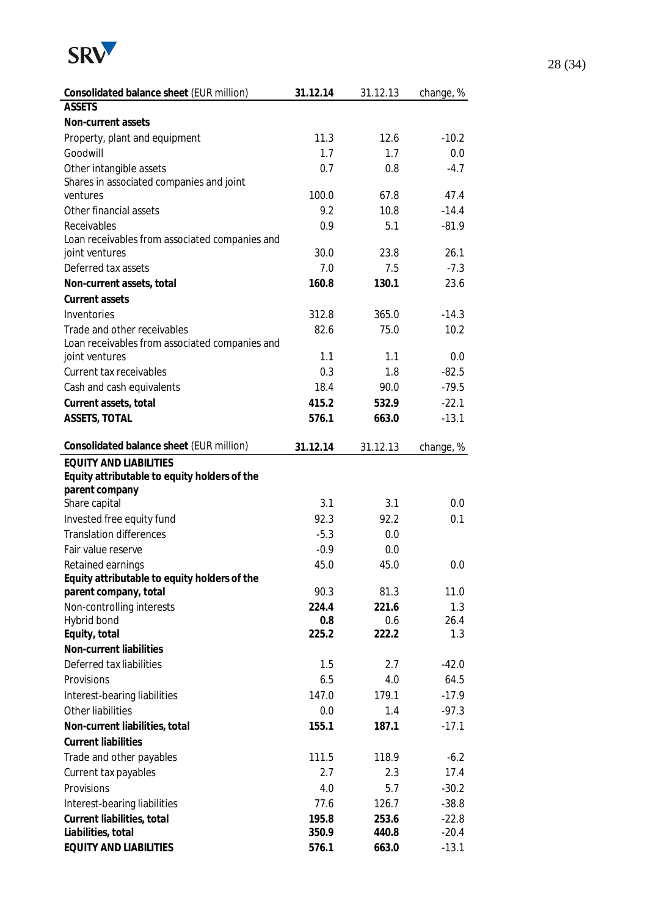| Consolidated balance sheet (EUR million) | 31.12.14 | 31.12.13 | change, % |
|---|---|---|---|
| **ASSETS** | | | |
| **Non-current assets** | | | |
| Property, plant and equipment | 11.3 | 12.6 | -10.2 |
| Goodwill | 1.7 | 1.7 | 0.0 |
| Other intangible assets | 0.7 | 0.8 | -4.7 |
| Shares in associated companies and joint ventures | 100.0 | 67.8 | 47.4 |
| Other financial assets | 9.2 | 10.8 | -14.4 |
| Receivables | 0.9 | 5.1 | -81.9 |
| Loan receivables from associated companies and joint ventures | 30.0 | 23.8 | 26.1 |
| Deferred tax assets | 7.0 | 7.5 | -7.3 |
| **Non-current assets, total** | **160.8** | **130.1** | 23.6 |
| **Current assets** | | | |
| Inventories | 312.8 | 365.0 | -14.3 |
| Trade and other receivables | 82.6 | 75.0 | 10.2 |
| Loan receivables from associated companies and joint ventures | 1.1 | 1.1 | 0.0 |
| Current tax receivables | 0.3 | 1.8 | -82.5 |
| Cash and cash equivalents | 18.4 | 90.0 | -79.5 |
| **Current assets, total** | **415.2** | **532.9** | -22.1 |
| **ASSETS, TOTAL** | **576.1** | **663.0** | -13.1 |

| Consolidated balance sheet (EUR million) | 31.12.14 | 31.12.13 | change, % |
|---|---|---|---|
| **EQUITY AND LIABILITIES** | | | |
| **Equity attributable to equity holders of the parent company** | | | |
| Share capital | 3.1 | 3.1 | 0.0 |
| Invested free equity fund | 92.3 | 92.2 | 0.1 |
| Translation differences | -5.3 | 0.0 | |
| Fair value reserve | -0.9 | 0.0 | |
| Retained earnings | 45.0 | 45.0 | 0.0 |
| **Equity attributable to equity holders of the parent company, total** | 90.3 | 81.3 | 11.0 |
| Non-controlling interests | **224.4** | **221.6** | 1.3 |
| Hybrid bond | **0.8** | 0.6 | 26.4 |
| **Equity, total** | 225.2 | 222.2 | 1.3 |
| **Non-current liabilities** | | | |
| Deferred tax liabilities | 1.5 | 2.7 | -42.0 |
| Provisions | 6.5 | 4.0 | 64.5 |
| Interest-bearing liabilities | 147.0 | 179.1 | -17.9 |
| Other liabilities | 0.0 | 1.4 | -97.3 |
| **Non-current liabilities, total** | **155.1** | **187.1** | -17.1 |
| **Current liabilities** | | | |
| Trade and other payables | 111.5 | 118.9 | -6.2 |
| Current tax payables | 2.7 | 2.3 | 17.4 |
| Provisions | 4.0 | 5.7 | -30.2 |
| Interest-bearing liabilities | 77.6 | 126.7 | -38.8 |
| **Current liabilities, total** | **195.8** | **253.6** | -22.8 |
| **Liabilities, total** | **350.9** | **440.8** | -20.4 |
| **EQUITY AND LIABILITIES** | **576.1** | **663.0** | -13.1 |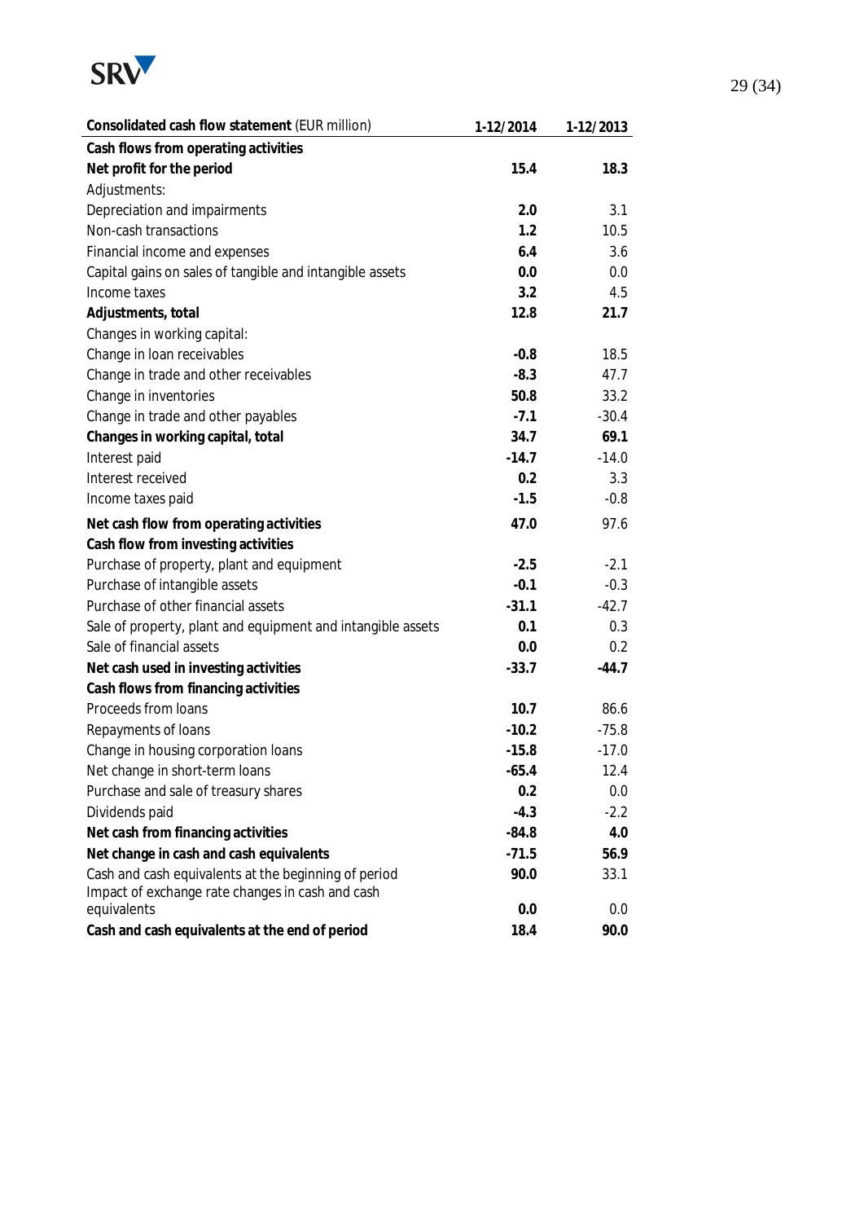| Consolidated cash flow statement (EUR million) | 1-12/2014 | 1-12/2013 |
|---|---|---|
| **Cash flows from operating activities** | | |
| **Net profit for the period** | **15.4** | **18.3** |
| Adjustments: | | |
| Depreciation and impairments | **2.0** | 3.1 |
| Non-cash transactions | **1.2** | 10.5 |
| Financial income and expenses | **6.4** | 3.6 |
| Capital gains on sales of tangible and intangible assets | **0.0** | 0.0 |
| Income taxes | **3.2** | 4.5 |
| **Adjustments, total** | **12.8** | **21.7** |
| Changes in working capital: | | |
| Change in loan receivables | **-0.8** | 18.5 |
| Change in trade and other receivables | **-8.3** | 47.7 |
| Change in inventories | **50.8** | 33.2 |
| Change in trade and other payables | **-7.1** | -30.4 |
| **Changes in working capital, total** | **34.7** | **69.1** |
| Interest paid | **-14.7** | -14.0 |
| Interest received | **0.2** | 3.3 |
| Income taxes paid | **-1.5** | -0.8 |
| **Net cash flow from operating activities** | **47.0** | 97.6 |
| **Cash flow from investing activities** | | |
| Purchase of property, plant and equipment | **-2.5** | -2.1 |
| Purchase of intangible assets | **-0.1** | -0.3 |
| Purchase of other financial assets | **-31.1** | -42.7 |
| Sale of property, plant and equipment and intangible assets | **0.1** | 0.3 |
| Sale of financial assets | **0.0** | 0.2 |
| **Net cash used in investing activities** | **-33.7** | **-44.7** |
| **Cash flows from financing activities** | | |
| Proceeds from loans | **10.7** | 86.6 |
| Repayments of loans | **-10.2** | -75.8 |
| Change in housing corporation loans | **-15.8** | -17.0 |
| Net change in short-term loans | **-65.4** | 12.4 |
| Purchase and sale of treasury shares | **0.2** | 0.0 |
| Dividends paid | **-4.3** | -2.2 |
| **Net cash from financing activities** | **-84.8** | **4.0** |
| **Net change in cash and cash equivalents** | **-71.5** | **56.9** |
| Cash and cash equivalents at the beginning of period | **90.0** | 33.1 |
| Impact of exchange rate changes in cash and cash equivalents | **0.0** | 0.0 |
| **Cash and cash equivalents at the end of period** | **18.4** | **90.0** |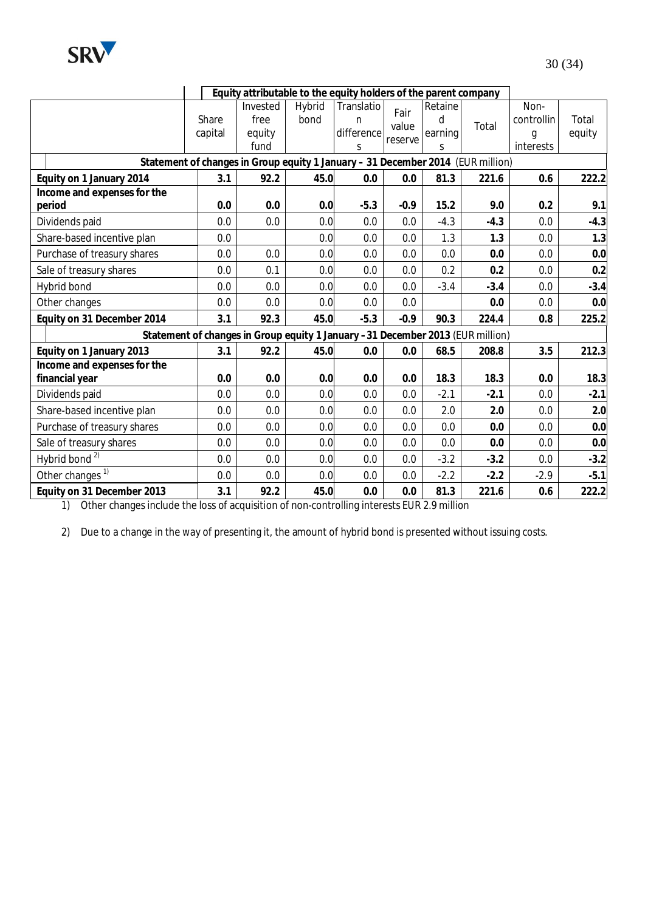| | Equity attributable to the equity holders of the parent company | | | | | | | | |
|---|---|---|---|---|---|---|---|---|---|
| | Share capital | Invested free equity fund | Hybrid bond | Translation differences | Fair value reserve | Retained earnings | Total | Non-controlling interests | Total equity |
| **Statement of changes in Group equity 1 January – 31 December 2014** (EUR million) | | | | | | | | | |
| **Equity on 1 January 2014** | **3.1** | **92.2** | **45.0** | **0.0** | **0.0** | **81.3** | **221.6** | **0.6** | **222.2** |
| **Income and expenses for the period** | **0.0** | **0.0** | **0.0** | **-5.3** | **-0.9** | **15.2** | **9.0** | **0.2** | **9.1** |
| Dividends paid | 0.0 | 0.0 | 0.0 | 0.0 | 0.0 | -4.3 | **-4.3** | 0.0 | **-4.3** |
| Share-based incentive plan | 0.0 | | 0.0 | 0.0 | 0.0 | 1.3 | **1.3** | 0.0 | **1.3** |
| Purchase of treasury shares | 0.0 | 0.0 | 0.0 | 0.0 | 0.0 | 0.0 | **0.0** | 0.0 | **0.0** |
| Sale of treasury shares | 0.0 | 0.1 | 0.0 | 0.0 | 0.0 | 0.2 | **0.2** | 0.0 | **0.2** |
| Hybrid bond | 0.0 | 0.0 | 0.0 | 0.0 | 0.0 | -3.4 | **-3.4** | 0.0 | **-3.4** |
| Other changes | 0.0 | 0.0 | 0.0 | 0.0 | 0.0 | | **0.0** | 0.0 | **0.0** |
| **Equity on 31 December 2014** | **3.1** | **92.3** | **45.0** | **-5.3** | **-0.9** | **90.3** | **224.4** | **0.8** | **225.2** |
| **Statement of changes in Group equity 1 January – 31 December 2013** (EUR million) | | | | | | | | | |
| **Equity on 1 January 2013** | **3.1** | **92.2** | **45.0** | **0.0** | **0.0** | **68.5** | **208.8** | **3.5** | **212.3** |
| **Income and expenses for the financial year** | **0.0** | **0.0** | **0.0** | **0.0** | **0.0** | **18.3** | **18.3** | **0.0** | **18.3** |
| Dividends paid | 0.0 | 0.0 | 0.0 | 0.0 | 0.0 | -2.1 | **-2.1** | 0.0 | **-2.1** |
| Share-based incentive plan | 0.0 | 0.0 | 0.0 | 0.0 | 0.0 | 2.0 | **2.0** | 0.0 | **2.0** |
| Purchase of treasury shares | 0.0 | 0.0 | 0.0 | 0.0 | 0.0 | 0.0 | **0.0** | 0.0 | **0.0** |
| Sale of treasury shares | 0.0 | 0.0 | 0.0 | 0.0 | 0.0 | 0.0 | **0.0** | 0.0 | **0.0** |
| Hybrid bond [2)] | 0.0 | 0.0 | 0.0 | 0.0 | 0.0 | -3.2 | **-3.2** | 0.0 | **-3.2** |
| Other changes [1)] | 0.0 | 0.0 | 0.0 | 0.0 | 0.0 | -2.2 | **-2.2** | -2.9 | **-5.1** |
| **Equity on 31 December 2013** | **3.1** | **92.2** | **45.0** | **0.0** | **0.0** | **81.3** | **221.6** | **0.6** | **222.2** |

1) Other changes include the loss of acquisition of non-controlling interests EUR 2.9 million

2) Due to a change in the way of presenting it, the amount of hybrid bond is presented without issuing costs.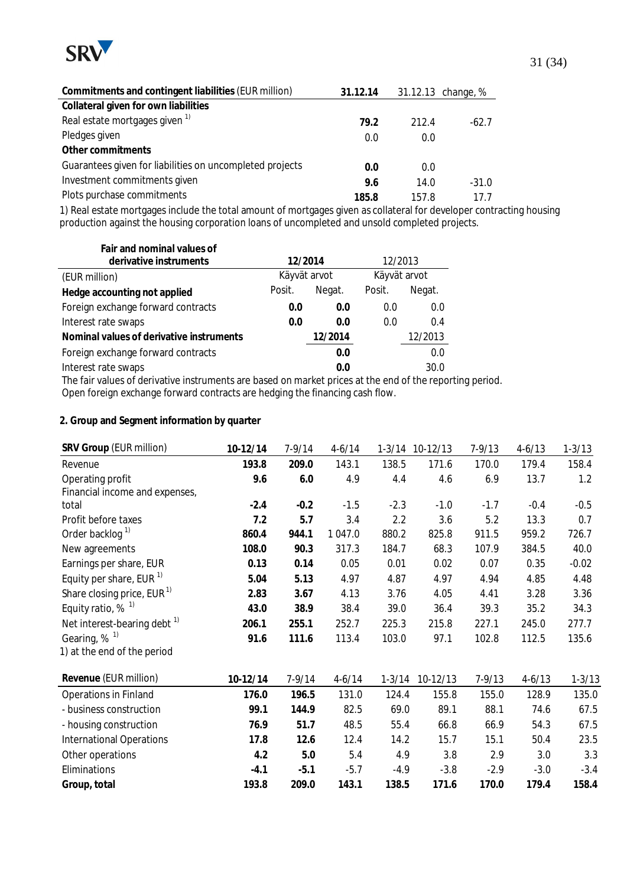| Commitments and contingent liabilities (EUR million) | 31.12.14 | 31.12.13 | change, % |
|---|---|---|---|
| **Collateral given for own liabilities** | | | |
| Real estate mortgages given [1] | **79.2** | 212.4 | -62.7 |
| Pledges given | 0.0 | 0.0 | |
| **Other commitments** | | | |
| Guarantees given for liabilities on uncompleted projects | **0.0** | 0.0 | |
| Investment commitments given | **9.6** | 14.0 | -31.0 |
| Plots purchase commitments | **185.8** | 157.8 | 17.7 |

1) Real estate mortgages include the total amount of mortgages given as collateral for developer contracting housing production against the housing corporation loans of uncompleted and unsold completed projects.

| Fair and nominal values of derivative instruments | 12/2014 | | 12/2013 | |
|---|---|---|---|---|
| (EUR million) | Käyvät arvot | | Käyvät arvot | |
| **Hedge accounting not applied** | Posit. | Negat. | Posit. | Negat. |
| Foreign exchange forward contracts | **0.0** | **0.0** | 0.0 | 0.0 |
| Interest rate swaps | **0.0** | **0.0** | 0.0 | 0.4 |
| **Nominal values of derivative instruments** | | **12/2014** | | 12/2013 |
| Foreign exchange forward contracts | | **0.0** | | 0.0 |
| Interest rate swaps | | **0.0** | | 30.0 |

The fair values of derivative instruments are based on market prices at the end of the reporting period.
Open foreign exchange forward contracts are hedging the financing cash flow.

**2. Group and Segment information by quarter**

| SRV Group (EUR million) | 10-12/14 | 7-9/14 | 4-6/14 | 1-3/14 | 10-12/13 | 7-9/13 | 4-6/13 | 1-3/13 |
|---|---|---|---|---|---|---|---|---|
| Revenue | **193.8** | **209.0** | 143.1 | 138.5 | 171.6 | 170.0 | 179.4 | 158.4 |
| Operating profit | **9.6** | **6.0** | 4.9 | 4.4 | 4.6 | 6.9 | 13.7 | 1.2 |
| Financial income and expenses, total | **-2.4** | **-0.2** | -1.5 | -2.3 | -1.0 | -1.7 | -0.4 | -0.5 |
| Profit before taxes | **7.2** | **5.7** | 3.4 | 2.2 | 3.6 | 5.2 | 13.3 | 0.7 |
| Order backlog [1] | **860.4** | **944.1** | 1 047.0 | 880.2 | 825.8 | 911.5 | 959.2 | 726.7 |
| New agreements | **108.0** | **90.3** | 317.3 | 184.7 | 68.3 | 107.9 | 384.5 | 40.0 |
| Earnings per share, EUR | **0.13** | **0.14** | 0.05 | 0.01 | 0.02 | 0.07 | 0.35 | -0.02 |
| Equity per share, EUR [1] | **5.04** | **5.13** | 4.97 | 4.87 | 4.97 | 4.94 | 4.85 | 4.48 |
| Share closing price, EUR [1] | **2.83** | **3.67** | 4.13 | 3.76 | 4.05 | 4.41 | 3.28 | 3.36 |
| Equity ratio, % [1] | **43.0** | **38.9** | 38.4 | 39.0 | 36.4 | 39.3 | 35.2 | 34.3 |
| Net interest-bearing debt [1] | **206.1** | **255.1** | 252.7 | 225.3 | 215.8 | 227.1 | 245.0 | 277.7 |
| Gearing, % [1] | **91.6** | **111.6** | 113.4 | 103.0 | 97.1 | 102.8 | 112.5 | 135.6 |

1) at the end of the period

| Revenue (EUR million) | 10-12/14 | 7-9/14 | 4-6/14 | 1-3/14 | 10-12/13 | 7-9/13 | 4-6/13 | 1-3/13 |
|---|---|---|---|---|---|---|---|---|
| Operations in Finland | **176.0** | **196.5** | 131.0 | 124.4 | 155.8 | 155.0 | 128.9 | 135.0 |
| - business construction | **99.1** | **144.9** | 82.5 | 69.0 | 89.1 | 88.1 | 74.6 | 67.5 |
| - housing construction | **76.9** | **51.7** | 48.5 | 55.4 | 66.8 | 66.9 | 54.3 | 67.5 |
| International Operations | **17.8** | **12.6** | 12.4 | 14.2 | 15.7 | 15.1 | 50.4 | 23.5 |
| Other operations | **4.2** | **5.0** | 5.4 | 4.9 | 3.8 | 2.9 | 3.0 | 3.3 |
| Eliminations | **-4.1** | **-5.1** | -5.7 | -4.9 | -3.8 | -2.9 | -3.0 | -3.4 |
| **Group, total** | **193.8** | **209.0** | **143.1** | **138.5** | **171.6** | **170.0** | **179.4** | **158.4** |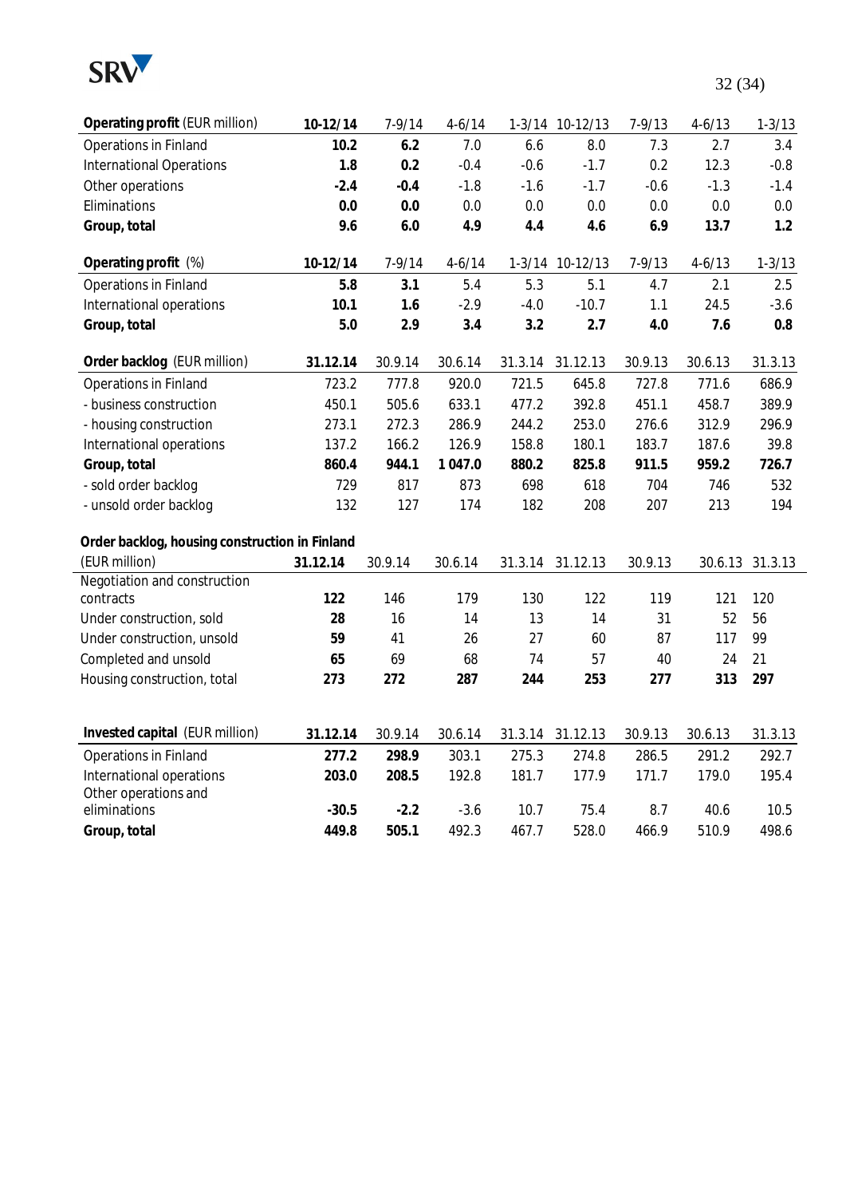| **Operating profit** (EUR million) | **10-12/14** | 7-9/14 | 4-6/14 | 1-3/14 | 10-12/13 | 7-9/13 | 4-6/13 | 1-3/13 |
|---|---|---|---|---|---|---|---|---|
| Operations in Finland | **10.2** | **6.2** | 7.0 | 6.6 | 8.0 | 7.3 | 2.7 | 3.4 |
| International Operations | **1.8** | **0.2** | -0.4 | -0.6 | -1.7 | 0.2 | 12.3 | -0.8 |
| Other operations | **-2.4** | **-0.4** | -1.8 | -1.6 | -1.7 | -0.6 | -1.3 | -1.4 |
| Eliminations | **0.0** | **0.0** | 0.0 | 0.0 | 0.0 | 0.0 | 0.0 | 0.0 |
| **Group, total** | **9.6** | **6.0** | **4.9** | **4.4** | **4.6** | **6.9** | **13.7** | **1.2** |

| **Operating profit** (%) | **10-12/14** | 7-9/14 | 4-6/14 | 1-3/14 | 10-12/13 | 7-9/13 | 4-6/13 | 1-3/13 |
|---|---|---|---|---|---|---|---|---|
| Operations in Finland | **5.8** | **3.1** | 5.4 | 5.3 | 5.1 | 4.7 | 2.1 | 2.5 |
| International operations | **10.1** | **1.6** | -2.9 | -4.0 | -10.7 | 1.1 | 24.5 | -3.6 |
| **Group, total** | **5.0** | **2.9** | **3.4** | **3.2** | **2.7** | **4.0** | **7.6** | **0.8** |

| **Order backlog** (EUR million) | **31.12.14** | 30.9.14 | 30.6.14 | 31.3.14 | 31.12.13 | 30.9.13 | 30.6.13 | 31.3.13 |
|---|---|---|---|---|---|---|---|---|
| Operations in Finland | 723.2 | 777.8 | 920.0 | 721.5 | 645.8 | 727.8 | 771.6 | 686.9 |
| - business construction | 450.1 | 505.6 | 633.1 | 477.2 | 392.8 | 451.1 | 458.7 | 389.9 |
| - housing construction | 273.1 | 272.3 | 286.9 | 244.2 | 253.0 | 276.6 | 312.9 | 296.9 |
| International operations | 137.2 | 166.2 | 126.9 | 158.8 | 180.1 | 183.7 | 187.6 | 39.8 |
| **Group, total** | **860.4** | **944.1** | **1 047.0** | **880.2** | **825.8** | **911.5** | **959.2** | **726.7** |
| - sold order backlog | 729 | 817 | 873 | 698 | 618 | 704 | 746 | 532 |
| - unsold order backlog | 132 | 127 | 174 | 182 | 208 | 207 | 213 | 194 |

| **Order backlog, housing construction in Finland** (EUR million) | **31.12.14** | 30.9.14 | 30.6.14 | 31.3.14 | 31.12.13 | 30.9.13 | 30.6.13 | 31.3.13 |
|---|---|---|---|---|---|---|---|---|
| Negotiation and construction contracts | **122** | 146 | 179 | 130 | 122 | 119 | 121 | 120 |
| Under construction, sold | **28** | 16 | 14 | 13 | 14 | 31 | 52 | 56 |
| Under construction, unsold | **59** | 41 | 26 | 27 | 60 | 87 | 117 | 99 |
| Completed and unsold | **65** | 69 | 68 | 74 | 57 | 40 | 24 | 21 |
| Housing construction, total | **273** | **272** | **287** | **244** | **253** | **277** | **313** | **297** |

| **Invested capital** (EUR million) | **31.12.14** | 30.9.14 | 30.6.14 | 31.3.14 | 31.12.13 | 30.9.13 | 30.6.13 | 31.3.13 |
|---|---|---|---|---|---|---|---|---|
| Operations in Finland | **277.2** | **298.9** | 303.1 | 275.3 | 274.8 | 286.5 | 291.2 | 292.7 |
| International operations | **203.0** | **208.5** | 192.8 | 181.7 | 177.9 | 171.7 | 179.0 | 195.4 |
| Other operations and eliminations | **-30.5** | **-2.2** | -3.6 | 10.7 | 75.4 | 8.7 | 40.6 | 10.5 |
| **Group, total** | **449.8** | **505.1** | 492.3 | 467.7 | 528.0 | 466.9 | 510.9 | 498.6 |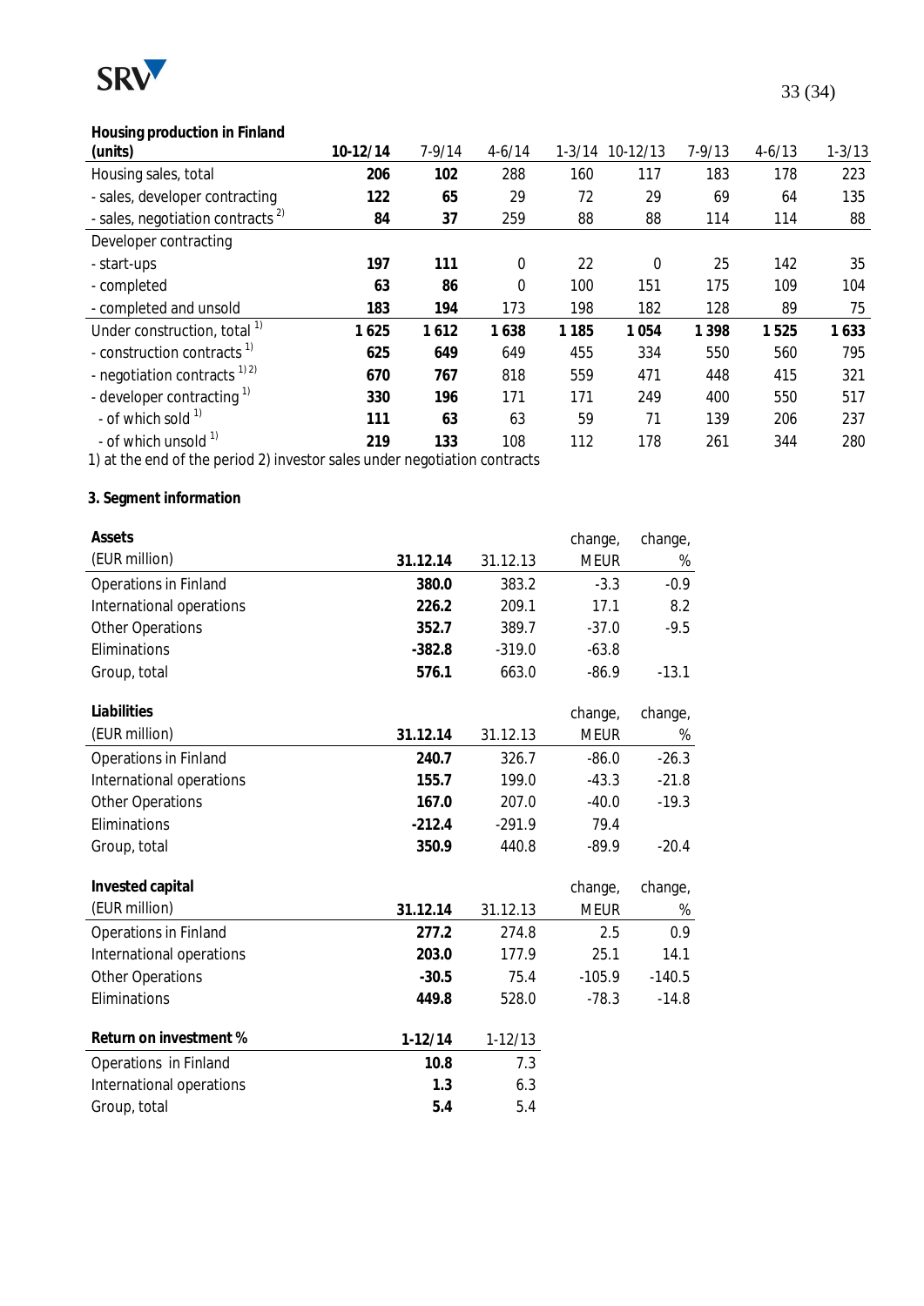| Housing production in Finland (units) | 10-12/14 | 7-9/14 | 4-6/14 | 1-3/14 | 10-12/13 | 7-9/13 | 4-6/13 | 1-3/13 |
|---|---|---|---|---|---|---|---|---|
| Housing sales, total | **206** | **102** | 288 | 160 | 117 | 183 | 178 | 223 |
| - sales, developer contracting | **122** | **65** | 29 | 72 | 29 | 69 | 64 | 135 |
| - sales, negotiation contracts [2) ] | **84** | **37** | 259 | 88 | 88 | 114 | 114 | 88 |
| Developer contracting | | | | | | | | |
| - start-ups | **197** | **111** | 0 | 22 | 0 | 25 | 142 | 35 |
| - completed | **63** | **86** | 0 | 100 | 151 | 175 | 109 | 104 |
| - completed and unsold | **183** | **194** | 173 | 198 | 182 | 128 | 89 | 75 |
| Under construction, total [1)] | **1 625** | **1 612** | **1 638** | **1 185** | **1 054** | **1 398** | **1 525** | **1 633** |
| - construction contracts [1)] | **625** | **649** | 649 | 455 | 334 | 550 | 560 | 795 |
| - negotiation contracts [1) 2)] | **670** | **767** | 818 | 559 | 471 | 448 | 415 | 321 |
| - developer contracting [1)] | **330** | **196** | 171 | 171 | 249 | 400 | 550 | 517 |
| - of which sold [1)] | **111** | **63** | 63 | 59 | 71 | 139 | 206 | 237 |
| - of which unsold [1)] | **219** | **133** | 108 | 112 | 178 | 261 | 344 | 280 |

1) at the end of the period 2) investor sales under negotiation contracts

### 3. Segment information

| Assets (EUR million) | 31.12.14 | 31.12.13 | change, MEUR | change, % |
|---|---|---|---|---|
| Operations in Finland | **380.0** | 383.2 | -3.3 | -0.9 |
| International operations | **226.2** | 209.1 | 17.1 | 8.2 |
| Other Operations | **352.7** | 389.7 | -37.0 | -9.5 |
| Eliminations | **-382.8** | -319.0 | -63.8 | |
| Group, total | **576.1** | 663.0 | -86.9 | -13.1 |

| Liabilities (EUR million) | 31.12.14 | 31.12.13 | change, MEUR | change, % |
|---|---|---|---|---|
| Operations in Finland | **240.7** | 326.7 | -86.0 | -26.3 |
| International operations | **155.7** | 199.0 | -43.3 | -21.8 |
| Other Operations | **167.0** | 207.0 | -40.0 | -19.3 |
| Eliminations | **-212.4** | -291.9 | 79.4 | |
| Group, total | **350.9** | 440.8 | -89.9 | -20.4 |

| Invested capital (EUR million) | 31.12.14 | 31.12.13 | change, MEUR | change, % |
|---|---|---|---|---|
| Operations in Finland | **277.2** | 274.8 | 2.5 | 0.9 |
| International operations | **203.0** | 177.9 | 25.1 | 14.1 |
| Other Operations | **-30.5** | 75.4 | -105.9 | -140.5 |
| Eliminations | **449.8** | 528.0 | -78.3 | -14.8 |

| Return on investment % | 1-12/14 | 1-12/13 |
|---|---|---|
| Operations in Finland | **10.8** | 7.3 |
| International operations | **1.3** | 6.3 |
| Group, total | **5.4** | 5.4 |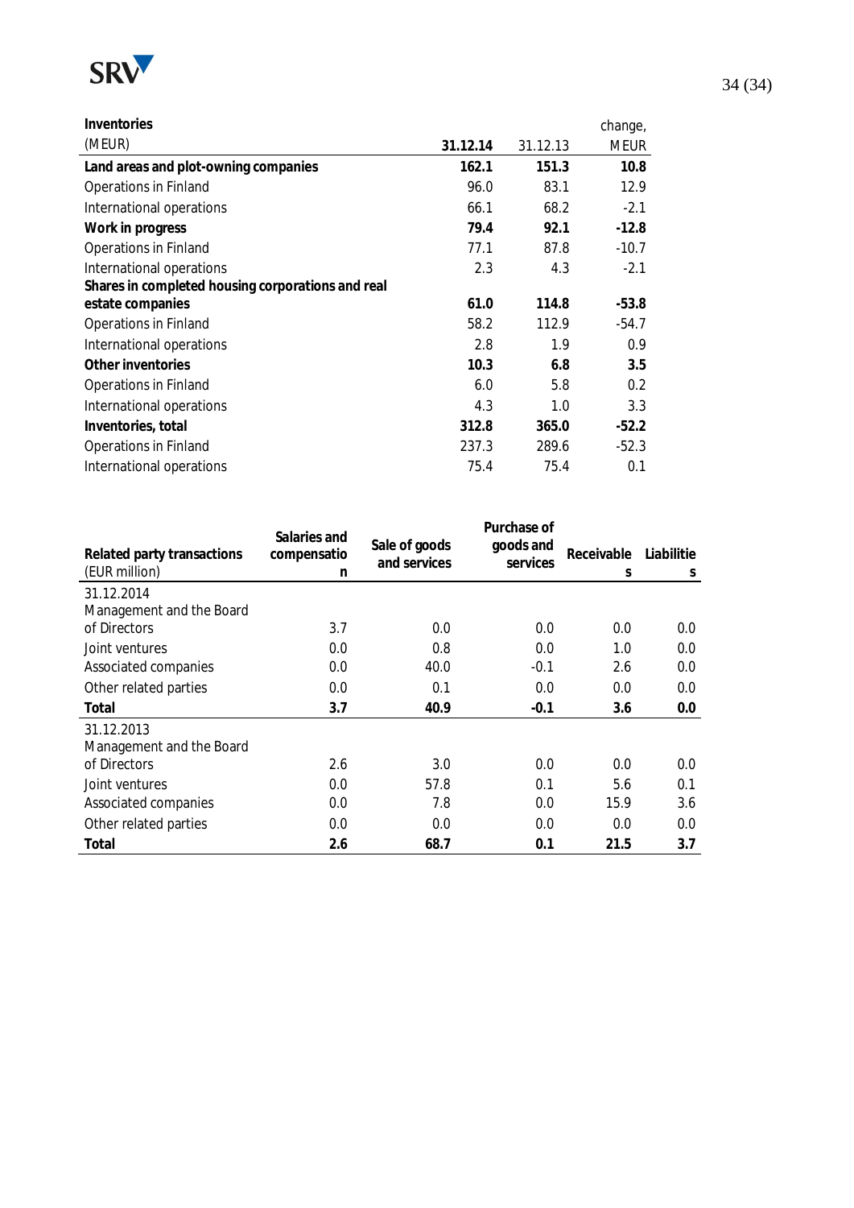| Inventories<br>(MEUR) | 31.12.14 | 31.12.13 | change,<br>MEUR |
|---|---|---|---|
| **Land areas and plot-owning companies** | **162.1** | **151.3** | **10.8** |
| Operations in Finland | 96.0 | 83.1 | 12.9 |
| International operations | 66.1 | 68.2 | -2.1 |
| **Work in progress** | **79.4** | **92.1** | **-12.8** |
| Operations in Finland | 77.1 | 87.8 | -10.7 |
| International operations | 2.3 | 4.3 | -2.1 |
| **Shares in completed housing corporations and real estate companies** | **61.0** | **114.8** | **-53.8** |
| Operations in Finland | 58.2 | 112.9 | -54.7 |
| International operations | 2.8 | 1.9 | 0.9 |
| **Other inventories** | **10.3** | **6.8** | **3.5** |
| Operations in Finland | 6.0 | 5.8 | 0.2 |
| International operations | 4.3 | 1.0 | 3.3 |
| **Inventories, total** | **312.8** | **365.0** | **-52.2** |
| Operations in Finland | 237.3 | 289.6 | -52.3 |
| International operations | 75.4 | 75.4 | 0.1 |

| Related party transactions<br>(EUR million) | Salaries and compensation | Sale of goods and services | Purchase of goods and services | Receivables | Liabilities |
|---|---|---|---|---|---|
| 31.12.2014 | | | | | |
| Management and the Board of Directors | 3.7 | 0.0 | 0.0 | 0.0 | 0.0 |
| Joint ventures | 0.0 | 0.8 | 0.0 | 1.0 | 0.0 |
| Associated companies | 0.0 | 40.0 | -0.1 | 2.6 | 0.0 |
| Other related parties | 0.0 | 0.1 | 0.0 | 0.0 | 0.0 |
| **Total** | **3.7** | **40.9** | **-0.1** | **3.6** | **0.0** |
| 31.12.2013 | | | | | |
| Management and the Board of Directors | 2.6 | 3.0 | 0.0 | 0.0 | 0.0 |
| Joint ventures | 0.0 | 57.8 | 0.1 | 5.6 | 0.1 |
| Associated companies | 0.0 | 7.8 | 0.0 | 15.9 | 3.6 |
| Other related parties | 0.0 | 0.0 | 0.0 | 0.0 | 0.0 |
| **Total** | **2.6** | **68.7** | **0.1** | **21.5** | **3.7** |